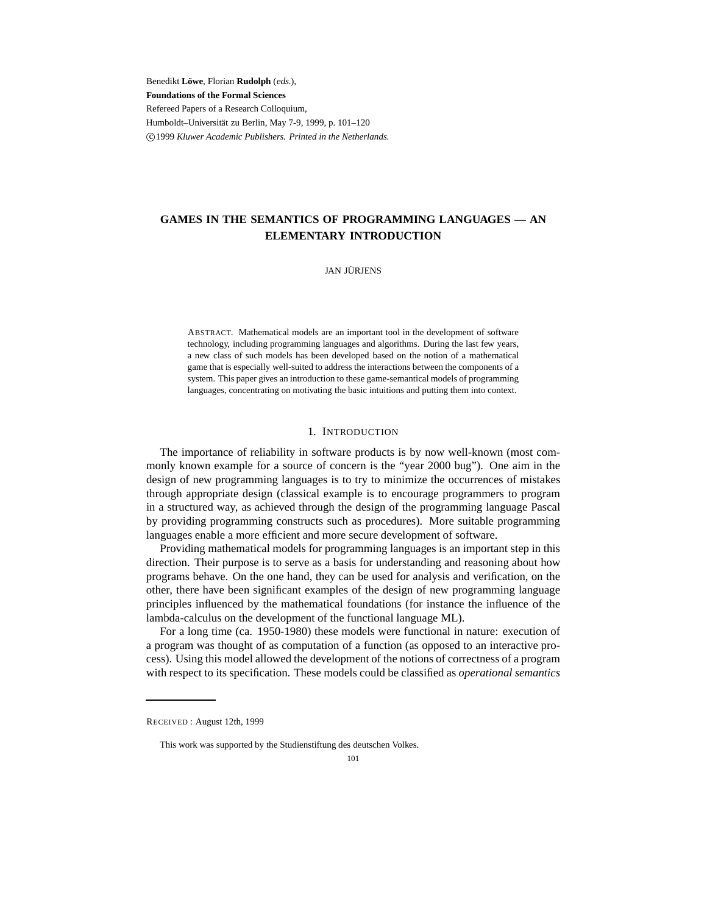Benedikt **Löwe**, Florian **Rudolph** (*eds.*),
**Foundations of the Formal Sciences**
Refereed Papers of a Research Colloquium,
Humboldt–Universität zu Berlin, May 7-9, 1999, p. 101–120
©1999 *Kluwer Academic Publishers. Printed in the Netherlands.*

# GAMES IN THE SEMANTICS OF PROGRAMMING LANGUAGES — AN ELEMENTARY INTRODUCTION

JAN JÜRJENS

ABSTRACT. Mathematical models are an important tool in the development of software technology, including programming languages and algorithms. During the last few years, a new class of such models has been developed based on the notion of a mathematical game that is especially well-suited to address the interactions between the components of a system. This paper gives an introduction to these game-semantical models of programming languages, concentrating on motivating the basic intuitions and putting them into context.

## 1. INTRODUCTION

The importance of reliability in software products is by now well-known (most commonly known example for a source of concern is the "year 2000 bug"). One aim in the design of new programming languages is to try to minimize the occurrences of mistakes through appropriate design (classical example is to encourage programmers to program in a structured way, as achieved through the design of the programming language Pascal by providing programming constructs such as procedures). More suitable programming languages enable a more efficient and more secure development of software.

Providing mathematical models for programming languages is an important step in this direction. Their purpose is to serve as a basis for understanding and reasoning about how programs behave. On the one hand, they can be used for analysis and verification, on the other, there have been significant examples of the design of new programming language principles influenced by the mathematical foundations (for instance the influence of the lambda-calculus on the development of the functional language ML).

For a long time (ca. 1950-1980) these models were functional in nature: execution of a program was thought of as computation of a function (as opposed to an interactive process). Using this model allowed the development of the notions of correctness of a program with respect to its specification. These models could be classified as *operational semantics*

RECEIVED : August 12th, 1999

This work was supported by the Studienstiftung des deutschen Volkes.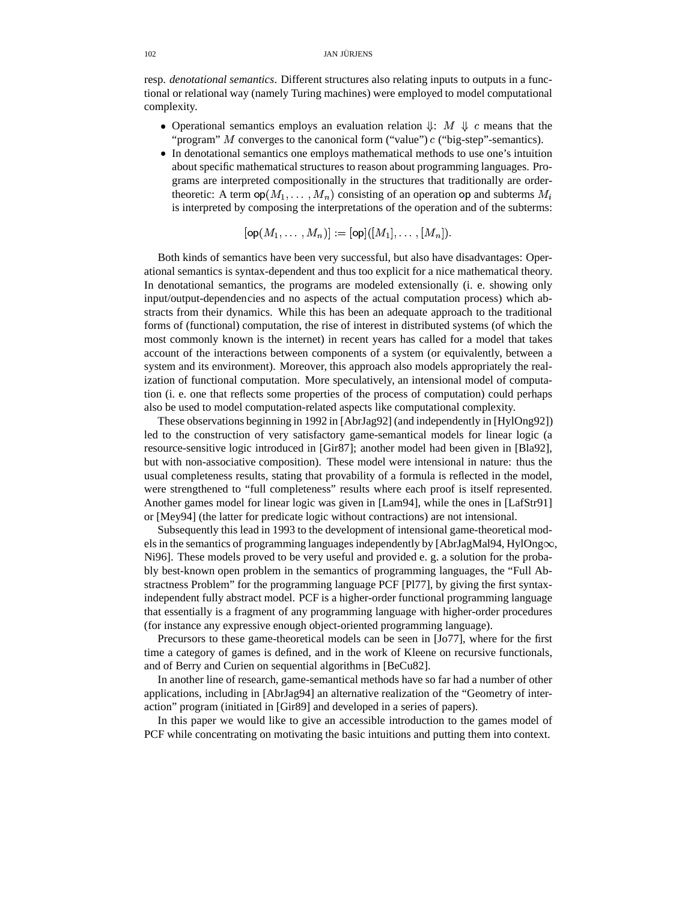resp. *denotational semantics*. Different structures also relating inputs to outputs in a functional or relational way (namely Turing machines) were employed to model computational complexity.

- Operational semantics employs an evaluation relation $\Downarrow$: $M \Downarrow c$ means that the "program" $M$ converges to the canonical form ("value") $c$ ("big-step"-semantics).
- In denotational semantics one employs mathematical methods to use one's intuition about specific mathematical structures to reason about programming languages. Programs are interpreted compositionally in the structures that traditionally are order-theoretic: A term $\mathsf{op}(M_1, \ldots, M_n)$ consisting of an operation $\mathsf{op}$ and subterms $M_i$ is interpreted by composing the interpretations of the operation and of the subterms:

$$[\mathsf{op}(M_1, \ldots, M_n)] := [\mathsf{op}]([M_1], \ldots, [M_n]).$$

Both kinds of semantics have been very successful, but also have disadvantages: Operational semantics is syntax-dependent and thus too explicit for a nice mathematical theory. In denotational semantics, the programs are modeled extensionally (i. e. showing only input/output-dependencies and no aspects of the actual computation process) which abstracts from their dynamics. While this has been an adequate approach to the traditional forms of (functional) computation, the rise of interest in distributed systems (of which the most commonly known is the internet) in recent years has called for a model that takes account of the interactions between components of a system (or equivalently, between a system and its environment). Moreover, this approach also models appropriately the realization of functional computation. More speculatively, an intensional model of computation (i. e. one that reflects some properties of the process of computation) could perhaps also be used to model computation-related aspects like computational complexity.

These observations beginning in 1992 in [AbrJag92] (and independently in [HylOng92]) led to the construction of very satisfactory game-semantical models for linear logic (a resource-sensitive logic introduced in [Gir87]; another model had been given in [Bla92], but with non-associative composition). These model were intensional in nature: thus the usual completeness results, stating that provability of a formula is reflected in the model, were strengthened to "full completeness" results where each proof is itself represented. Another games model for linear logic was given in [Lam94], while the ones in [LafStr91] or [Mey94] (the latter for predicate logic without contractions) are not intensional.

Subsequently this lead in 1993 to the development of intensional game-theoretical models in the semantics of programming languages independently by [AbrJagMal94, HylOng$\infty$, Ni96]. These models proved to be very useful and provided e. g. a solution for the probably best-known open problem in the semantics of programming languages, the "Full Abstractness Problem" for the programming language PCF [Pl77], by giving the first syntax-independent fully abstract model. PCF is a higher-order functional programming language that essentially is a fragment of any programming language with higher-order procedures (for instance any expressive enough object-oriented programming language).

Precursors to these game-theoretical models can be seen in [Jo77], where for the first time a category of games is defined, and in the work of Kleene on recursive functionals, and of Berry and Curien on sequential algorithms in [BeCu82].

In another line of research, game-semantical methods have so far had a number of other applications, including in [AbrJag94] an alternative realization of the "Geometry of interaction" program (initiated in [Gir89] and developed in a series of papers).

In this paper we would like to give an accessible introduction to the games model of PCF while concentrating on motivating the basic intuitions and putting them into context.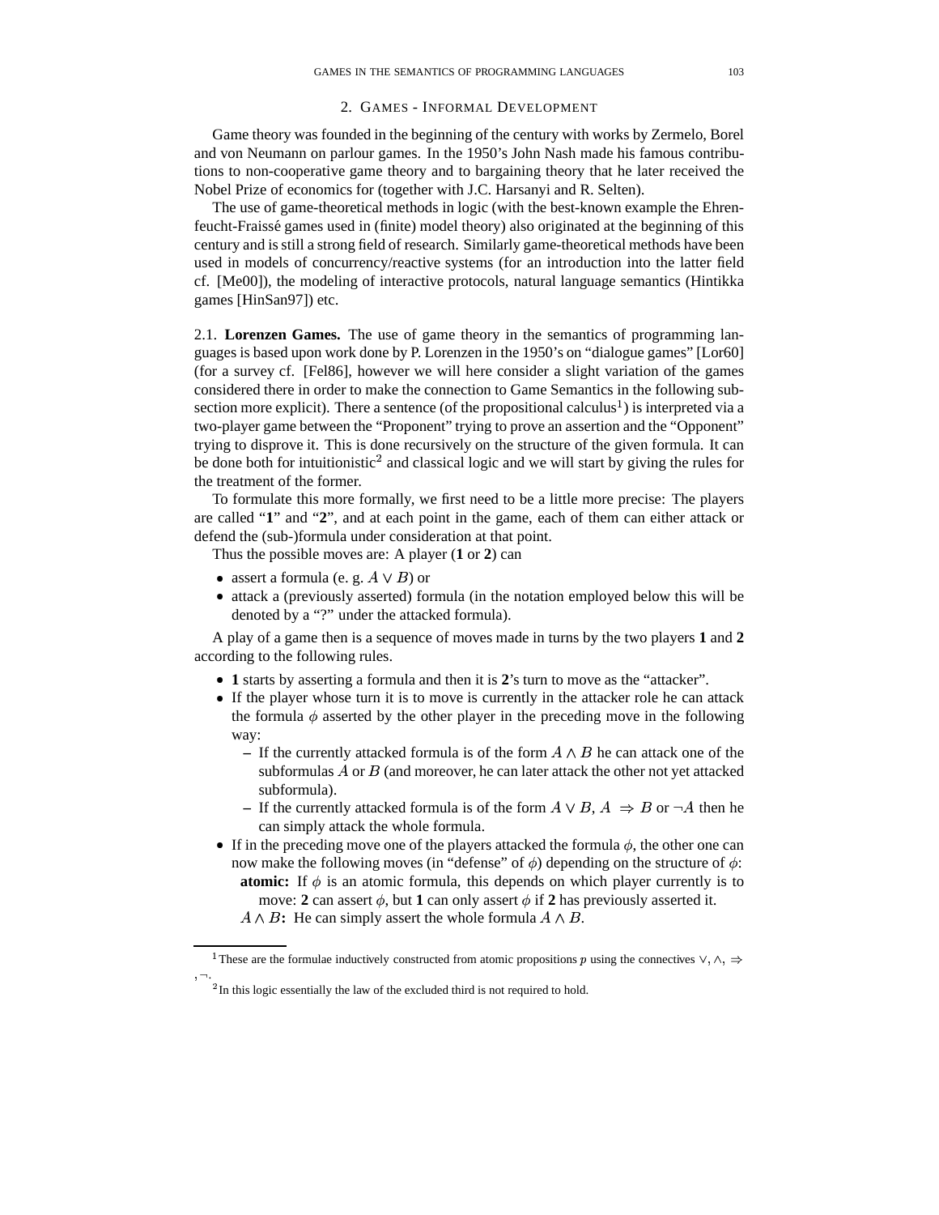## 2. Games - Informal Development

Game theory was founded in the beginning of the century with works by Zermelo, Borel and von Neumann on parlour games. In the 1950's John Nash made his famous contributions to non-cooperative game theory and to bargaining theory that he later received the Nobel Prize of economics for (together with J.C. Harsanyi and R. Selten).

The use of game-theoretical methods in logic (with the best-known example the Ehrenfeucht-Fraissé games used in (finite) model theory) also originated at the beginning of this century and is still a strong field of research. Similarly game-theoretical methods have been used in models of concurrency/reactive systems (for an introduction into the latter field cf. [Me00]), the modeling of interactive protocols, natural language semantics (Hintikka games [HinSan97]) etc.

### 2.1. Lorenzen Games.

The use of game theory in the semantics of programming languages is based upon work done by P. Lorenzen in the 1950's on "dialogue games" [Lor60] (for a survey cf. [Fel86], however we will here consider a slight variation of the games considered there in order to make the connection to Game Semantics in the following subsection more explicit). There a sentence (of the propositional calculus[1]) is interpreted via a two-player game between the "Proponent" trying to prove an assertion and the "Opponent" trying to disprove it. This is done recursively on the structure of the given formula. It can be done both for intuitionistic[2] and classical logic and we will start by giving the rules for the treatment of the former.

To formulate this more formally, we first need to be a little more precise: The players are called "**1**" and "**2**", and at each point in the game, each of them can either attack or defend the (sub-)formula under consideration at that point.

Thus the possible moves are: A player (**1** or **2**) can

- assert a formula (e. g. $A \vee B$) or
- attack a (previously asserted) formula (in the notation employed below this will be denoted by a "?" under the attacked formula).

A play of a game then is a sequence of moves made in turns by the two players **1** and **2** according to the following rules.

- **1** starts by asserting a formula and then it is **2**'s turn to move as the "attacker".
- If the player whose turn it is to move is currently in the attacker role he can attack the formula $\phi$ asserted by the other player in the preceding move in the following way:
  - If the currently attacked formula is of the form $A \wedge B$ he can attack one of the subformulas $A$ or $B$ (and moreover, he can later attack the other not yet attacked subformula).
  - If the currently attacked formula is of the form $A \vee B$, $A \Rightarrow B$ or $\neg A$ then he can simply attack the whole formula.
- If in the preceding move one of the players attacked the formula $\phi$, the other one can now make the following moves (in "defense" of $\phi$) depending on the structure of $\phi$:
  - **atomic:** If $\phi$ is an atomic formula, this depends on which player currently is to move: **2** can assert $\phi$, but **1** can only assert $\phi$ if **2** has previously asserted it.
  - **$A \wedge B$:** He can simply assert the whole formula $A \wedge B$.

[1] These are the formulae inductively constructed from atomic propositions $p$ using the connectives $\vee, \wedge, \Rightarrow, \neg$.

[2] In this logic essentially the law of the excluded third is not required to hold.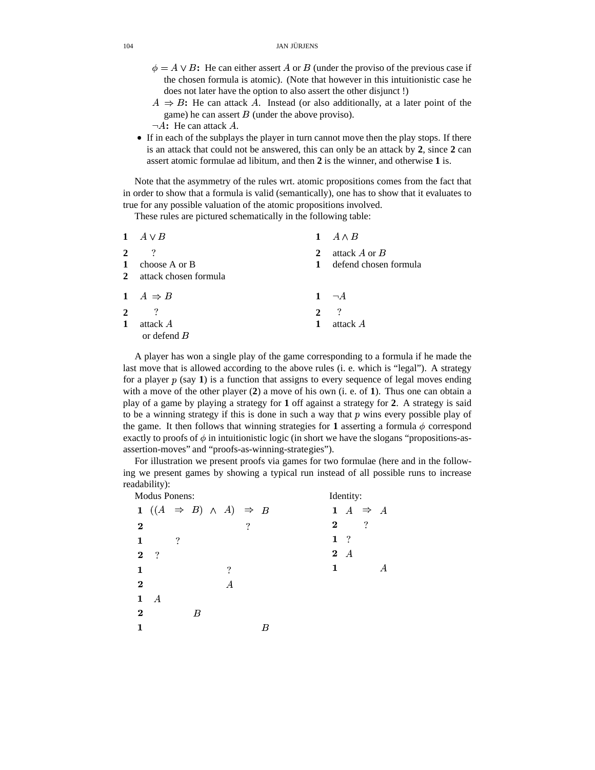$\phi = A \vee B$**:** He can either assert $A$ or $B$ (under the proviso of the previous case if the chosen formula is atomic). (Note that however in this intuitionistic case he does not later have the option to also assert the other disjunct !)

$A \Rightarrow B$**:** He can attack $A$. Instead (or also additionally, at a later point of the game) he can assert $B$ (under the above proviso).

$\neg A$**:** He can attack $A$.

- If in each of the subplays the player in turn cannot move then the play stops. If there is an attack that could not be answered, this can only be an attack by **2**, since **2** can assert atomic formulae ad libitum, and then **2** is the winner, and otherwise **1** is.

Note that the asymmetry of the rules wrt. atomic propositions comes from the fact that in order to show that a formula is valid (semantically), one has to show that it evaluates to true for any possible valuation of the atomic propositions involved.

These rules are pictured schematically in the following table:

| | | | |
|---|---|---|---|
| **1** | $A \vee B$ | **1** | $A \wedge B$ |
| **2** | ? | **2** | attack $A$ or $B$ |
| **1** | choose A or B | **1** | defend chosen formula |
| **2** | attack chosen formula | | |
| **1** | $A \Rightarrow B$ | **1** | $\neg A$ |
| **2** | ? | **2** | ? |
| **1** | attack $A$ or defend $B$ | **1** | attack $A$ |

A player has won a single play of the game corresponding to a formula if he made the last move that is allowed according to the above rules (i. e. which is "legal"). A strategy for a player $p$ (say **1**) is a function that assigns to every sequence of legal moves ending with a move of the other player (**2**) a move of his own (i. e. of **1**). Thus one can obtain a play of a game by playing a strategy for **1** off against a strategy for **2**. A strategy is said to be a winning strategy if this is done in such a way that $p$ wins every possible play of the game. It then follows that winning strategies for **1** asserting a formula $\phi$ correspond exactly to proofs of $\phi$ in intuitionistic logic (in short we have the slogans "propositions-as-assertion-moves" and "proofs-as-winning-strategies").

For illustration we present proofs via games for two formulae (here and in the following we present games by showing a typical run instead of all possible runs to increase readability):

Modus Ponens:

| | $(($ | $A$ | $\Rightarrow$ | $B)$ | $\wedge$ | $A)$ | $\Rightarrow$ | $B$ |
|---|---|---|---|---|---|---|---|---|
| **1** | $(($ | $A$ | $\Rightarrow$ | $B)$ | $\wedge$ | $A)$ | $\Rightarrow$ | $B$ |
| **2** | | | | | | | ? | |
| **1** | | | | | ? | | | |
| **2** | | ? | | | | | | |
| **1** | | | | | | ? | | |
| **2** | | | | | | $A$ | | |
| **1** | | $A$ | | | | | | |
| **2** | | | | $B$ | | | | |
| **1** | | | | | | | | $B$ |

Identity:

| | $A$ | $\Rightarrow$ | $A$ |
|---|---|---|---|
| **1** | $A$ | $\Rightarrow$ | $A$ |
| **2** | | ? | |
| **1** | ? | | |
| **2** | $A$ | | |
| **1** | | | $A$ |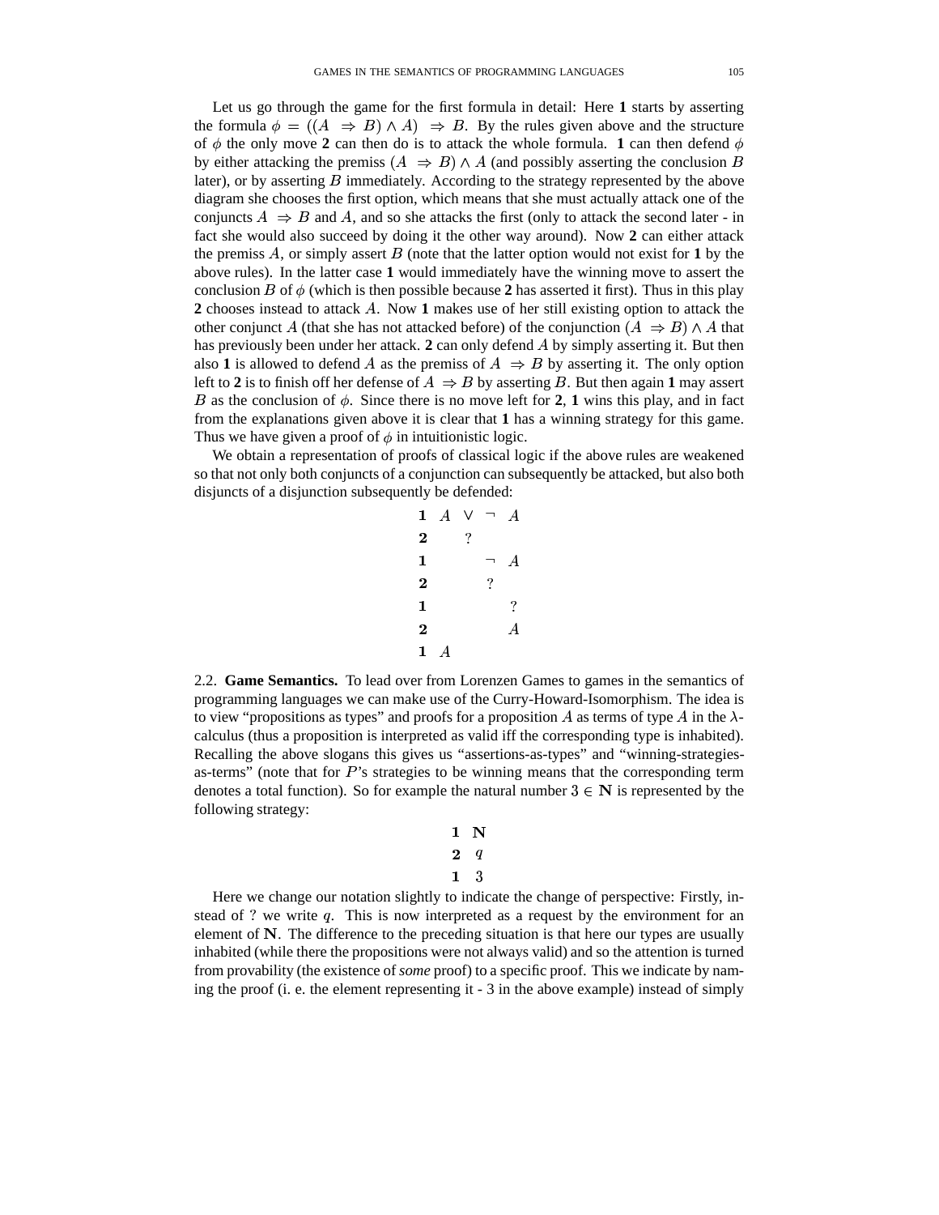Let us go through the game for the first formula in detail: Here **1** starts by asserting the formula $\phi = ((A \Rightarrow B) \wedge A) \Rightarrow B$. By the rules given above and the structure of $\phi$ the only move **2** can then do is to attack the whole formula. **1** can then defend $\phi$ by either attacking the premiss $(A \Rightarrow B) \wedge A$ (and possibly asserting the conclusion $B$ later), or by asserting $B$ immediately. According to the strategy represented by the above diagram she chooses the first option, which means that she must actually attack one of the conjuncts $A \Rightarrow B$ and $A$, and so she attacks the first (only to attack the second later - in fact she would also succeed by doing it the other way around). Now **2** can either attack the premiss $A$, or simply assert $B$ (note that the latter option would not exist for **1** by the above rules). In the latter case **1** would immediately have the winning move to assert the conclusion $B$ of $\phi$ (which is then possible because **2** has asserted it first). Thus in this play **2** chooses instead to attack $A$. Now **1** makes use of her still existing option to attack the other conjunct $A$ (that she has not attacked before) of the conjunction $(A \Rightarrow B) \wedge A$ that has previously been under her attack. **2** can only defend $A$ by simply asserting it. But then also **1** is allowed to defend $A$ as the premiss of $A \Rightarrow B$ by asserting it. The only option left to **2** is to finish off her defense of $A \Rightarrow B$ by asserting $B$. But then again **1** may assert $B$ as the conclusion of $\phi$. Since there is no move left for **2**, **1** wins this play, and in fact from the explanations given above it is clear that **1** has a winning strategy for this game. Thus we have given a proof of $\phi$ in intuitionistic logic.

We obtain a representation of proofs of classical logic if the above rules are weakened so that not only both conjuncts of a conjunction can subsequently be attacked, but also both disjuncts of a disjunction subsequently be defended:

| | | | | |
|---|---|---|---|---|
| **1** | $A$ | $\vee$ | $\neg$ | $A$ |
| **2** | | ? | | |
| **1** | | | $\neg$ | $A$ |
| **2** | | | ? | |
| **1** | | | | ? |
| **2** | | | | $A$ |
| **1** | $A$ | | | |

### 2.2. Game Semantics.

To lead over from Lorenzen Games to games in the semantics of programming languages we can make use of the Curry-Howard-Isomorphism. The idea is to view "propositions as types" and proofs for a proposition $A$ as terms of type $A$ in the $\lambda$-calculus (thus a proposition is interpreted as valid iff the corresponding type is inhabited). Recalling the above slogans this gives us "assertions-as-types" and "winning-strategies-as-terms" (note that for $P$'s strategies to be winning means that the corresponding term denotes a total function). So for example the natural number $3 \in \mathbf{N}$ is represented by the following strategy:

| | |
|---|---|
| **1** | $\mathbf{N}$ |
| **2** | $q$ |
| **1** | $3$ |

Here we change our notation slightly to indicate the change of perspective: Firstly, instead of ? we write $q$. This is now interpreted as a request by the environment for an element of $\mathbf{N}$. The difference to the preceding situation is that here our types are usually inhabited (while there the propositions were not always valid) and so the attention is turned from provability (the existence of *some* proof) to a specific proof. This we indicate by naming the proof (i. e. the element representing it - 3 in the above example) instead of simply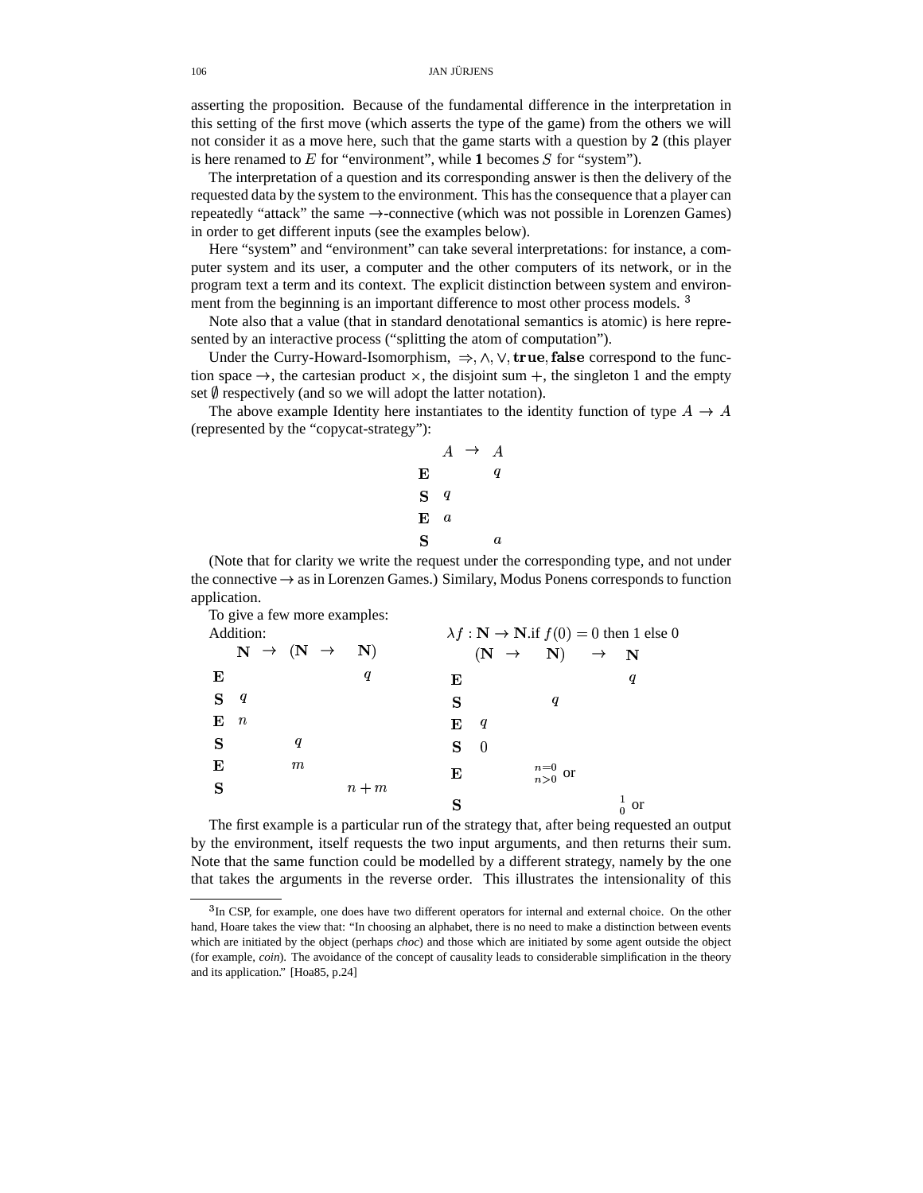asserting the proposition. Because of the fundamental difference in the interpretation in this setting of the first move (which asserts the type of the game) from the others we will not consider it as a move here, such that the game starts with a question by **2** (this player is here renamed to $E$ for "environment", while **1** becomes $S$ for "system").

The interpretation of a question and its corresponding answer is then the delivery of the requested data by the system to the environment. This has the consequence that a player can repeatedly "attack" the same $\rightarrow$-connective (which was not possible in Lorenzen Games) in order to get different inputs (see the examples below).

Here "system" and "environment" can take several interpretations: for instance, a computer system and its user, a computer and the other computers of its network, or in the program text a term and its context. The explicit distinction between system and environment from the beginning is an important difference to most other process models. [3]

Note also that a value (that in standard denotational semantics is atomic) is here represented by an interactive process ("splitting the atom of computation").

Under the Curry-Howard-Isomorphism, $\Rightarrow, \wedge, \vee, \mathbf{true}, \mathbf{false}$ correspond to the function space $\rightarrow$, the cartesian product $\times$, the disjoint sum $+$, the singleton 1 and the empty set $\emptyset$ respectively (and so we will adopt the latter notation).

The above example Identity here instantiates to the identity function of type $A \rightarrow A$ (represented by the "copycat-strategy"):

| | $A$ | $\rightarrow$ | $A$ |
|---|---|---|---|
| **E** | | | $q$ |
| **S** | $q$ | | |
| **E** | $a$ | | |
| **S** | | | $a$ |

(Note that for clarity we write the request under the corresponding type, and not under the connective $\rightarrow$ as in Lorenzen Games.) Similary, Modus Ponens corresponds to function application.

To give a few more examples:

Addition:

| | $\mathbf{N}$ | $\rightarrow$ | $(\mathbf{N}$ | $\rightarrow$ | $\mathbf{N})$ |
|---|---|---|---|---|---|
| **E** | | | | | $q$ |
| **S** | $q$ | | | | |
| **E** | $n$ | | | | |
| **S** | | | $q$ | | |
| **E** | | | $m$ | | |
| **S** | | | | | $n+m$ |

$\lambda f : \mathbf{N} \rightarrow \mathbf{N}.\text{if } f(0) = 0 \text{ then } 1 \text{ else } 0$

| | $(\mathbf{N}$ | $\rightarrow$ | $\mathbf{N})$ | $\rightarrow$ | $\mathbf{N}$ |
|---|---|---|---|---|---|
| **E** | | | | | $q$ |
| **S** | | | $q$ | | |
| **E** | $q$ | | | | |
| **S** | $0$ | | | | |
| **E** | | | $\substack{n=0 \\ n>0}$ or | | |
| **S** | | | | | $\substack{1 \\ 0}$ or |

The first example is a particular run of the strategy that, after being requested an output by the environment, itself requests the two input arguments, and then returns their sum. Note that the same function could be modelled by a different strategy, namely by the one that takes the arguments in the reverse order. This illustrates the intensionality of this

---

[3] In CSP, for example, one does have two different operators for internal and external choice. On the other hand, Hoare takes the view that: "In choosing an alphabet, there is no need to make a distinction between events which are initiated by the object (perhaps *choc*) and those which are initiated by some agent outside the object (for example, *coin*). The avoidance of the concept of causality leads to considerable simplification in the theory and its application." [Hoa85, p.24]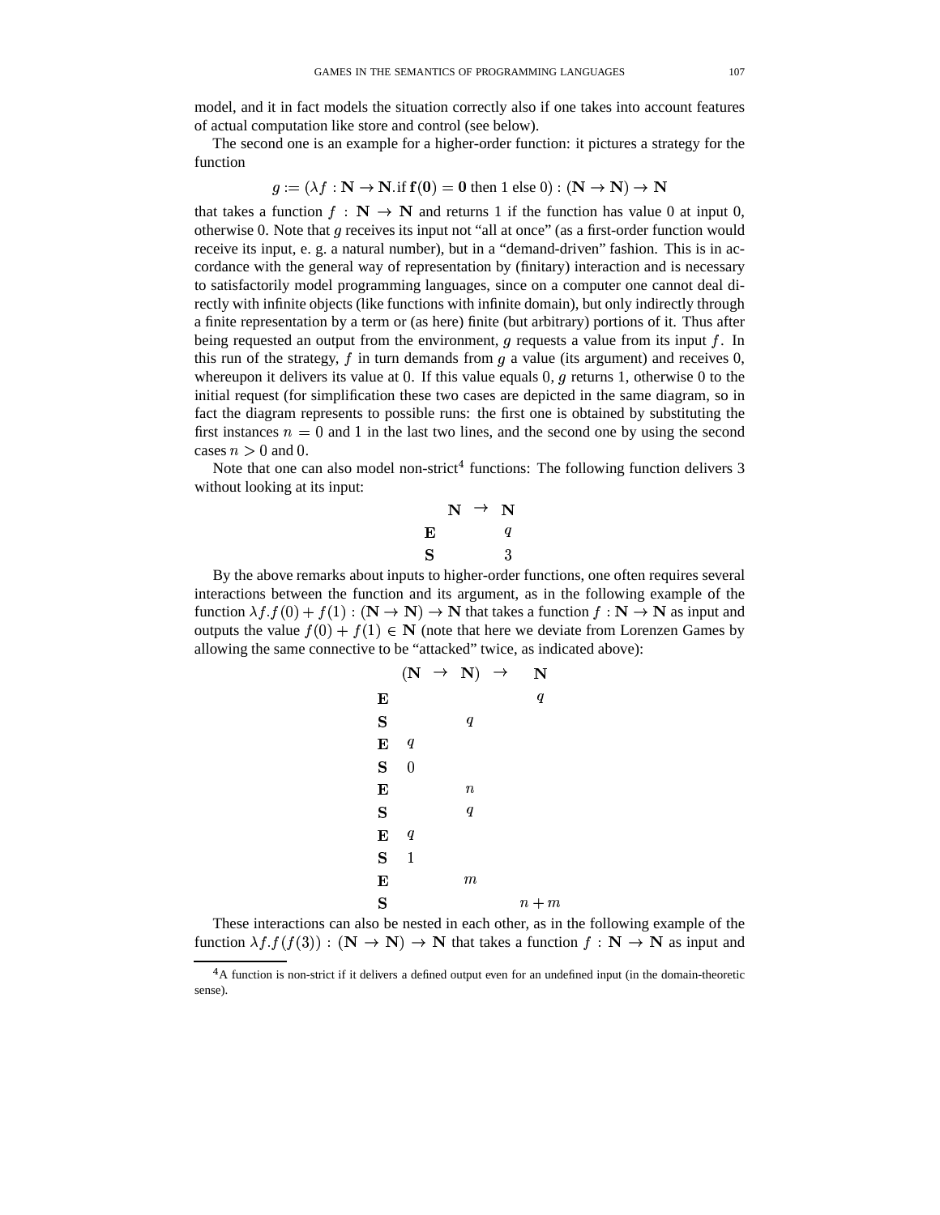model, and it in fact models the situation correctly also if one takes into account features of actual computation like store and control (see below).

The second one is an example for a higher-order function: it pictures a strategy for the function

$$g := (\lambda f : \mathbf{N} \to \mathbf{N}.\text{if } \mathbf{f(0) = 0} \text{ then } 1 \text{ else } 0) : (\mathbf{N} \to \mathbf{N}) \to \mathbf{N}$$

that takes a function $f : \mathbf{N} \to \mathbf{N}$ and returns 1 if the function has value 0 at input 0, otherwise 0. Note that $g$ receives its input not "all at once" (as a first-order function would receive its input, e. g. a natural number), but in a "demand-driven" fashion. This is in accordance with the general way of representation by (finitary) interaction and is necessary to satisfactorily model programming languages, since on a computer one cannot deal directly with infinite objects (like functions with infinite domain), but only indirectly through a finite representation by a term or (as here) finite (but arbitrary) portions of it. Thus after being requested an output from the environment, $g$ requests a value from its input $f$. In this run of the strategy, $f$ in turn demands from $g$ a value (its argument) and receives 0, whereupon it delivers its value at 0. If this value equals 0, $g$ returns 1, otherwise 0 to the initial request (for simplification these two cases are depicted in the same diagram, so in fact the diagram represents to possible runs: the first one is obtained by substituting the first instances $n = 0$ and 1 in the last two lines, and the second one by using the second cases $n > 0$ and 0.

Note that one can also model non-strict[4] functions: The following function delivers 3 without looking at its input:

| | $\mathbf{N}$ | $\to$ | $\mathbf{N}$ |
|---|---|---|---|
| **E** | | | $q$ |
| **S** | | | 3 |

By the above remarks about inputs to higher-order functions, one often requires several interactions between the function and its argument, as in the following example of the function $\lambda f.f(0) + f(1) : (\mathbf{N} \to \mathbf{N}) \to \mathbf{N}$ that takes a function $f : \mathbf{N} \to \mathbf{N}$ as input and outputs the value $f(0) + f(1) \in \mathbf{N}$ (note that here we deviate from Lorenzen Games by allowing the same connective to be "attacked" twice, as indicated above):

| | $(\mathbf{N}$ | $\to$ | $\mathbf{N})$ | $\to$ | $\mathbf{N}$ |
|---|---|---|---|---|---|
| **E** | | | | | $q$ |
| **S** | | | $q$ | | |
| **E** | $q$ | | | | |
| **S** | 0 | | | | |
| **E** | | | $n$ | | |
| **S** | | | $q$ | | |
| **E** | $q$ | | | | |
| **S** | 1 | | | | |
| **E** | | | $m$ | | |
| **S** | | | | | $n + m$ |

These interactions can also be nested in each other, as in the following example of the function $\lambda f.f(f(3)) : (\mathbf{N} \to \mathbf{N}) \to \mathbf{N}$ that takes a function $f : \mathbf{N} \to \mathbf{N}$ as input and

[4] A function is non-strict if it delivers a defined output even for an undefined input (in the domain-theoretic sense).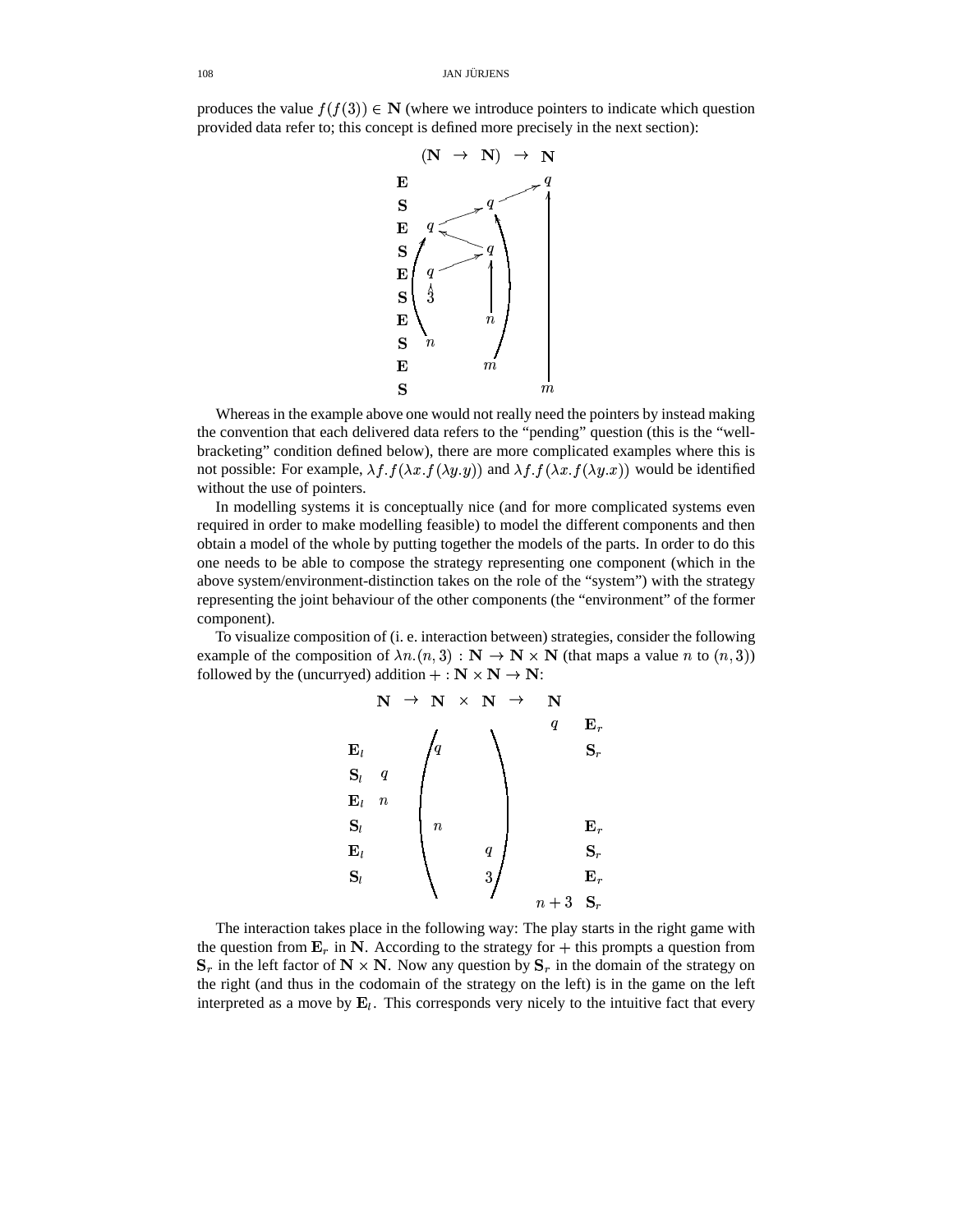produces the value $f(f(3)) \in \mathbf{N}$ (where we introduce pointers to indicate which question provided data refer to; this concept is defined more precisely in the next section):

$$
\begin{array}{c|ccc}
 & (\mathbf{N} & \to \ \mathbf{N}) & \to \ \mathbf{N} \\
\mathbf{E} & & & q \\
\mathbf{S} & & q & \\
\mathbf{E} & q & & \\
\mathbf{S} & & q & \\
\mathbf{E} & q & & \\
\mathbf{S} & 3 & & \\
\mathbf{E} & & n & \\
\mathbf{S} & n & & \\
\mathbf{E} & & m & \\
\mathbf{S} & & & m
\end{array}
$$

Whereas in the example above one would not really need the pointers by instead making the convention that each delivered data refers to the "pending" question (this is the "well-bracketing" condition defined below), there are more complicated examples where this is not possible: For example, $\lambda f.f(\lambda x.f(\lambda y.y))$ and $\lambda f.f(\lambda x.f(\lambda y.x))$ would be identified without the use of pointers.

In modelling systems it is conceptually nice (and for more complicated systems even required in order to make modelling feasible) to model the different components and then obtain a model of the whole by putting together the models of the parts. In order to do this one needs to be able to compose the strategy representing one component (which in the above system/environment-distinction takes on the role of the "system") with the strategy representing the joint behaviour of the other components (the "environment" of the former component).

To visualize composition of (i. e. interaction between) strategies, consider the following example of the composition of $\lambda n.(n,3) : \mathbf{N} \to \mathbf{N} \times \mathbf{N}$ (that maps a value $n$ to $(n,3)$) followed by the (uncurryed) addition $+ : \mathbf{N} \times \mathbf{N} \to \mathbf{N}$:

$$
\begin{array}{c|cccc|c}
 & \mathbf{N} \ \to & \mathbf{N} \ \times & \mathbf{N} \ \to & \mathbf{N} & \\
 & & & & q & \mathbf{E}_r \\
\mathbf{E}_l & & q & & & \mathbf{S}_r \\
\mathbf{S}_l & q & & & & \\
\mathbf{E}_l & n & & & & \\
\mathbf{S}_l & & n & & & \mathbf{E}_r \\
\mathbf{E}_l & & & q & & \mathbf{S}_r \\
\mathbf{S}_l & & & 3 & & \mathbf{E}_r \\
 & & & & n+3 & \mathbf{S}_r
\end{array}
$$

The interaction takes place in the following way: The play starts in the right game with the question from $\mathbf{E}_r$ in $\mathbf{N}$. According to the strategy for $+$ this prompts a question from $\mathbf{S}_r$ in the left factor of $\mathbf{N} \times \mathbf{N}$. Now any question by $\mathbf{S}_r$ in the domain of the strategy on the right (and thus in the codomain of the strategy on the left) is in the game on the left interpreted as a move by $\mathbf{E}_l$. This corresponds very nicely to the intuitive fact that every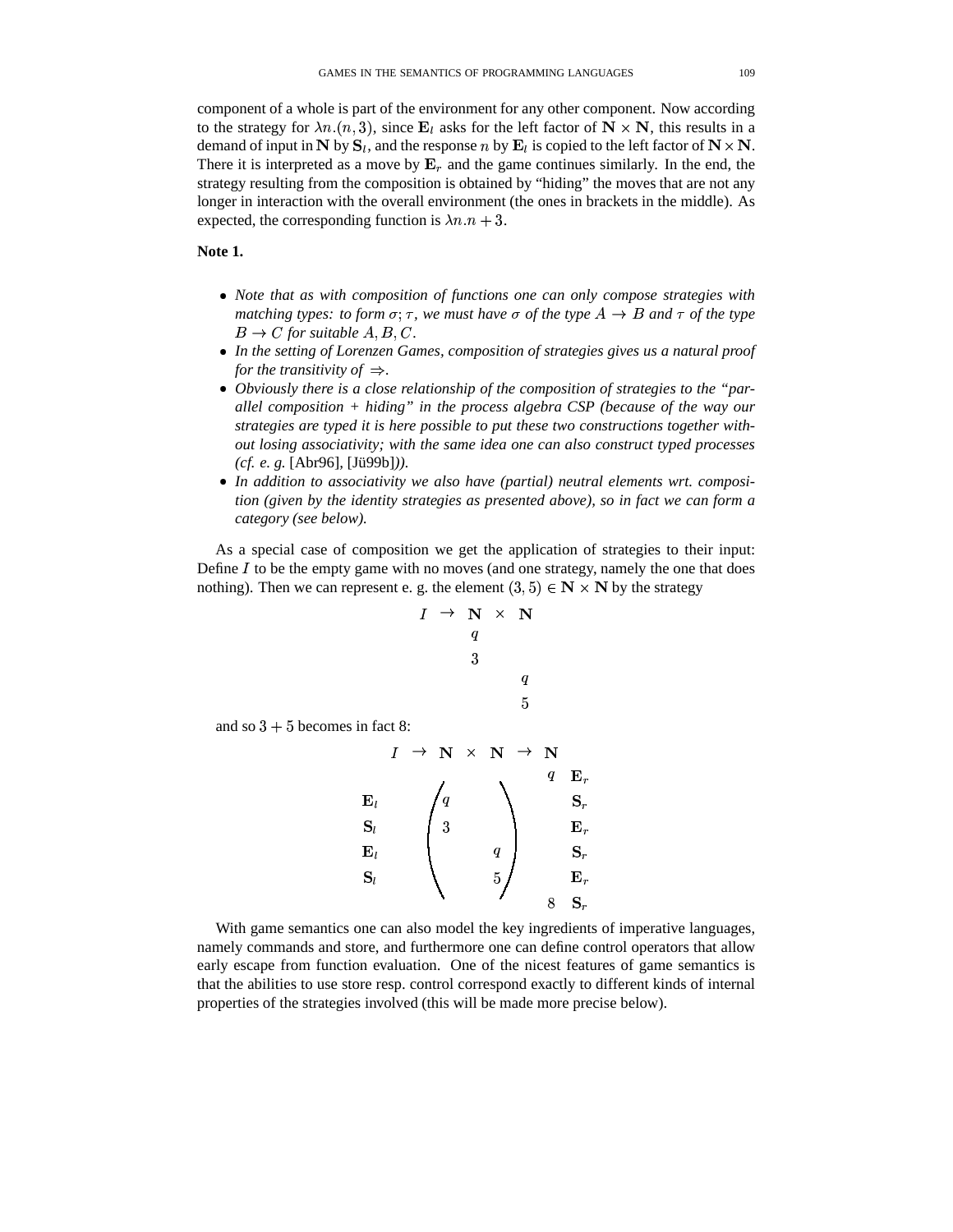component of a whole is part of the environment for any other component. Now according to the strategy for $\lambda n.(n, 3)$, since $\mathbf{E}_l$ asks for the left factor of $\mathbf{N} \times \mathbf{N}$, this results in a demand of input in $\mathbf{N}$ by $\mathbf{S}_l$, and the response $n$ by $\mathbf{E}_l$ is copied to the left factor of $\mathbf{N} \times \mathbf{N}$. There it is interpreted as a move by $\mathbf{E}_r$ and the game continues similarly. In the end, the strategy resulting from the composition is obtained by "hiding" the moves that are not any longer in interaction with the overall environment (the ones in brackets in the middle). As expected, the corresponding function is $\lambda n.n + 3$.

**Note 1.**

- *Note that as with composition of functions one can only compose strategies with matching types: to form $\sigma; \tau$, we must have $\sigma$ of the type $A \to B$ and $\tau$ of the type $B \to C$ for suitable $A, B, C$.*
- *In the setting of Lorenzen Games, composition of strategies gives us a natural proof for the transitivity of $\Rightarrow$.*
- *Obviously there is a close relationship of the composition of strategies to the "parallel composition + hiding" in the process algebra CSP (because of the way our strategies are typed it is here possible to put these two constructions together without losing associativity; with the same idea one can also construct typed processes (cf. e. g.* [Abr96], [Jü99b]*)).*
- *In addition to associativity we also have (partial) neutral elements wrt. composition (given by the identity strategies as presented above), so in fact we can form a category (see below).*

As a special case of composition we get the application of strategies to their input: Define $I$ to be the empty game with no moves (and one strategy, namely the one that does nothing). Then we can represent e. g. the element $(3, 5) \in \mathbf{N} \times \mathbf{N}$ by the strategy

$$
\begin{array}{ccccc}
I & \to & \mathbf{N} & \times & \mathbf{N} \\
 & & q & & \\
 & & 3 & & \\
 & & & & q \\
 & & & & 5
\end{array}
$$

and so $3 + 5$ becomes in fact 8:

$$
\begin{array}{ccccccccc}
 & I & \to & \mathbf{N} & \times & \mathbf{N} & \to & \mathbf{N} & \\
 & & & & & & & q & \mathbf{E}_r \\
\mathbf{E}_l & & & q & & & & & \mathbf{S}_r \\
\mathbf{S}_l & & & 3 & & & & & \mathbf{E}_r \\
\mathbf{E}_l & & & & & q & & & \mathbf{S}_r \\
\mathbf{S}_l & & & & & 5 & & & \mathbf{E}_r \\
 & & & & & & & 8 & \mathbf{S}_r
\end{array}
$$

With game semantics one can also model the key ingredients of imperative languages, namely commands and store, and furthermore one can define control operators that allow early escape from function evaluation. One of the nicest features of game semantics is that the abilities to use store resp. control correspond exactly to different kinds of internal properties of the strategies involved (this will be made more precise below).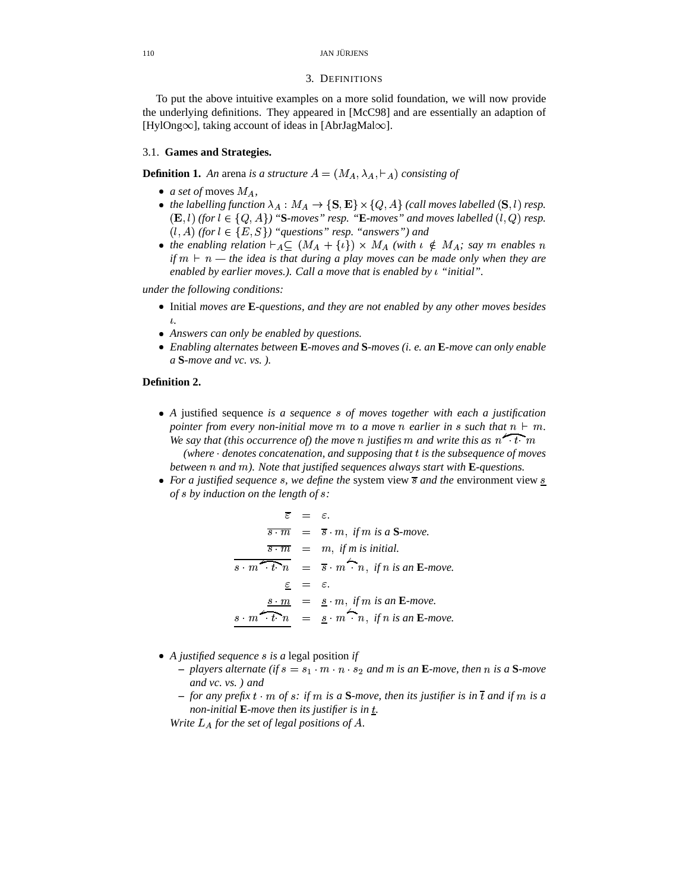## 3. Definitions

To put the above intuitive examples on a more solid foundation, we will now provide the underlying definitions. They appeared in [McC98] and are essentially an adaption of [HylOng∞], taking account of ideas in [AbrJagMal∞].

### 3.1. Games and Strategies.

**Definition 1.** *An* arena *is a structure $A = (M_A, \lambda_A, \vdash_A)$ consisting of*

- *a set of* moves $M_A$,
- *the labelling function $\lambda_A : M_A \to \{\mathbf{S}, \mathbf{E}\} \times \{Q, A\}$ (call moves labelled $(\mathbf{S}, l)$ resp. $(\mathbf{E}, l)$ (for $l \in \{Q, A\}$) "**S**-moves" resp. "**E**-moves" and moves labelled $(l, Q)$ resp. $(l, A)$ (for $l \in \{E, S\}$) "questions" resp. "answers") and*
- *the enabling relation $\vdash_A \subseteq (M_A + \{\iota\}) \times M_A$ (with $\iota \notin M_A$; say $m$ enables $n$ if $m \vdash n$ — the idea is that during a play moves can be made only when they are enabled by earlier moves.). Call a move that is enabled by $\iota$ "initial".*

*under the following conditions:*

- Initial *moves are **E**-questions, and they are not enabled by any other moves besides $\iota$.*
- *Answers can only be enabled by questions.*
- *Enabling alternates between **E**-moves and **S**-moves (i. e. an **E**-move can only enable a **S**-move and vc. vs. ).*

**Definition 2.**

- *A* justified sequence *is a sequence $s$ of moves together with each a justification pointer from every non-initial move $m$ to a move $n$ earlier in $s$ such that $n \vdash m$. We say that (this occurrence of) the move $n$ justifies $m$ and write this as $\overset{\frown}{n \cdot t \cdot m}$ (where $\cdot$ denotes concatenation, and supposing that $t$ is the subsequence of moves between $n$ and $m$). Note that justified sequences always start with **E**-questions.*
- *For a justified sequence $s$, we define the* system view $\overline{s}$ *and the* environment view $\underline{s}$ *of $s$ by induction on the length of $s$:*

$$
\begin{aligned}
\overline{\varepsilon} &= \varepsilon. \\
\overline{s \cdot m} &= \overline{s} \cdot m, \text{ if } m \text{ is a } \mathbf{S}\text{-move.} \\
\overline{s \cdot m} &= m, \text{ if } m \text{ is initial.} \\
\overline{s \cdot \overset{\frown}{m \cdot t \cdot n}} &= \overline{s} \cdot \overset{\frown}{m \cdot n}, \text{ if } n \text{ is an } \mathbf{E}\text{-move.} \\
\underline{\varepsilon} &= \varepsilon. \\
\underline{s \cdot m} &= \underline{s} \cdot m, \text{ if } m \text{ is an } \mathbf{E}\text{-move.} \\
\underline{s \cdot \overset{\frown}{m \cdot t \cdot n}} &= \underline{s} \cdot \overset{\frown}{m \cdot n}, \text{ if } n \text{ is an } \mathbf{E}\text{-move.}
\end{aligned}
$$

- *A justified sequence $s$ is a* legal position *if*
  - *players alternate (if $s = s_1 \cdot m \cdot n \cdot s_2$ and m is an **E**-move, then $n$ is a **S**-move and vc. vs. ) and*
  - *for any prefix $t \cdot m$ of $s$: if $m$ is a **S**-move, then its justifier is in $\overline{t}$ and if $m$ is a non-initial **E**-move then its justifier is in $\underline{t}$.*

  *Write $L_A$ for the set of legal positions of $A$.*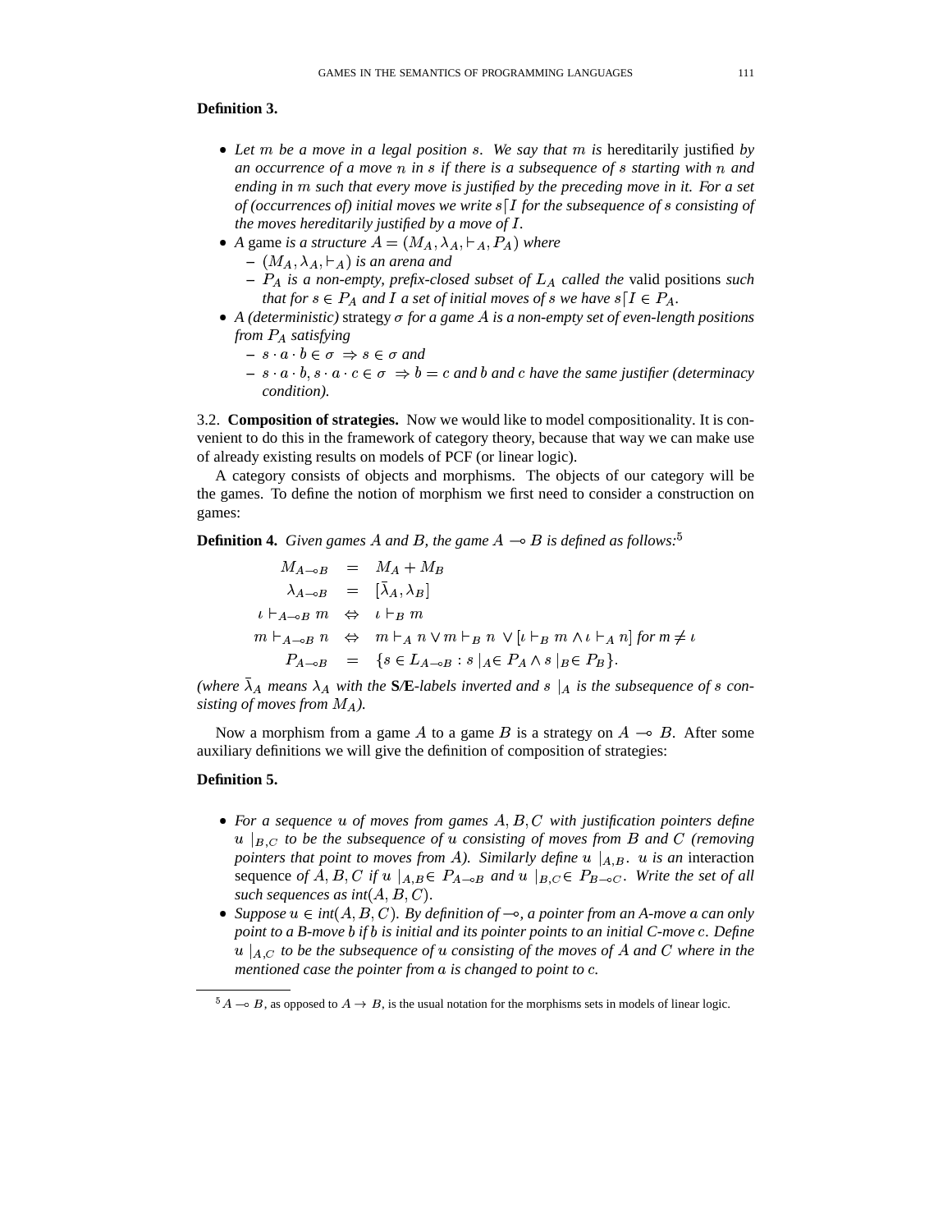**Definition 3.**

- *Let $m$ be a move in a legal position $s$. We say that $m$ is* hereditarily justified *by an occurrence of a move $n$ in $s$ if there is a subsequence of $s$ starting with $n$ and ending in $m$ such that every move is justified by the preceding move in it. For a set of (occurrences of) initial moves we write $s\lceil I$ for the subsequence of $s$ consisting of the moves hereditarily justified by a move of $I$.*
- *A* game *is a structure $A = (M_A, \lambda_A, \vdash_A, P_A)$ where*
  - *$(M_A, \lambda_A, \vdash_A)$ is an arena and*
  - *$P_A$ is a non-empty, prefix-closed subset of $L_A$ called the* valid positions *such that for $s \in P_A$ and $I$ a set of initial moves of $s$ we have $s\lceil I \in P_A$.*
- *A (deterministic)* strategy *$\sigma$ for a game $A$ is a non-empty set of even-length positions from $P_A$ satisfying*
  - *$s \cdot a \cdot b \in \sigma \Rightarrow s \in \sigma$ and*
  - *$s \cdot a \cdot b, s \cdot a \cdot c \in \sigma \Rightarrow b = c$ and $b$ and $c$ have the same justifier (determinacy condition).*

3.2. **Composition of strategies.** Now we would like to model compositionality. It is convenient to do this in the framework of category theory, because that way we can make use of already existing results on models of PCF (or linear logic).

A category consists of objects and morphisms. The objects of our category will be the games. To define the notion of morphism we first need to consider a construction on games:

**Definition 4.** *Given games $A$ and $B$, the game $A \multimap B$ is defined as follows:*[5]

$$
\begin{aligned}
M_{A\multimap B} &= M_A + M_B \\
\lambda_{A\multimap B} &= [\bar{\lambda}_A, \lambda_B] \\
\iota \vdash_{A\multimap B} m &\Leftrightarrow \iota \vdash_B m \\
m \vdash_{A\multimap B} n &\Leftrightarrow m \vdash_A n \vee m \vdash_B n \vee [\iota \vdash_B m \wedge \iota \vdash_A n] \text{ for } m \neq \iota \\
P_{A\multimap B} &= \{s \in L_{A\multimap B} : s\restriction_A \in P_A \wedge s\restriction_B \in P_B\}.
\end{aligned}
$$

*(where $\bar{\lambda}_A$ means $\lambda_A$ with the* **S/E***-labels inverted and $s\restriction_A$ is the subsequence of $s$ consisting of moves from $M_A$).*

Now a morphism from a game $A$ to a game $B$ is a strategy on $A \multimap B$. After some auxiliary definitions we will give the definition of composition of strategies:

**Definition 5.**

- *For a sequence $u$ of moves from games $A, B, C$ with justification pointers define $u\restriction_{B,C}$ to be the subsequence of $u$ consisting of moves from $B$ and $C$ (removing pointers that point to moves from $A$). Similarly define $u\restriction_{A,B}$. $u$ is an* interaction sequence *of $A, B, C$ if $u\restriction_{A,B} \in P_{A\multimap B}$ and $u\restriction_{B,C} \in P_{B\multimap C}$. Write the set of all such sequences as int$(A, B, C)$.*
- *Suppose $u \in$ int$(A, B, C)$. By definition of $\multimap$, a pointer from an A-move $a$ can only point to a B-move $b$ if $b$ is initial and its pointer points to an initial C-move $c$. Define $u\restriction_{A,C}$ to be the subsequence of $u$ consisting of the moves of $A$ and $C$ where in the mentioned case the pointer from $a$ is changed to point to $c$.*

[5] $A \multimap B$, as opposed to $A \to B$, is the usual notation for the morphisms sets in models of linear logic.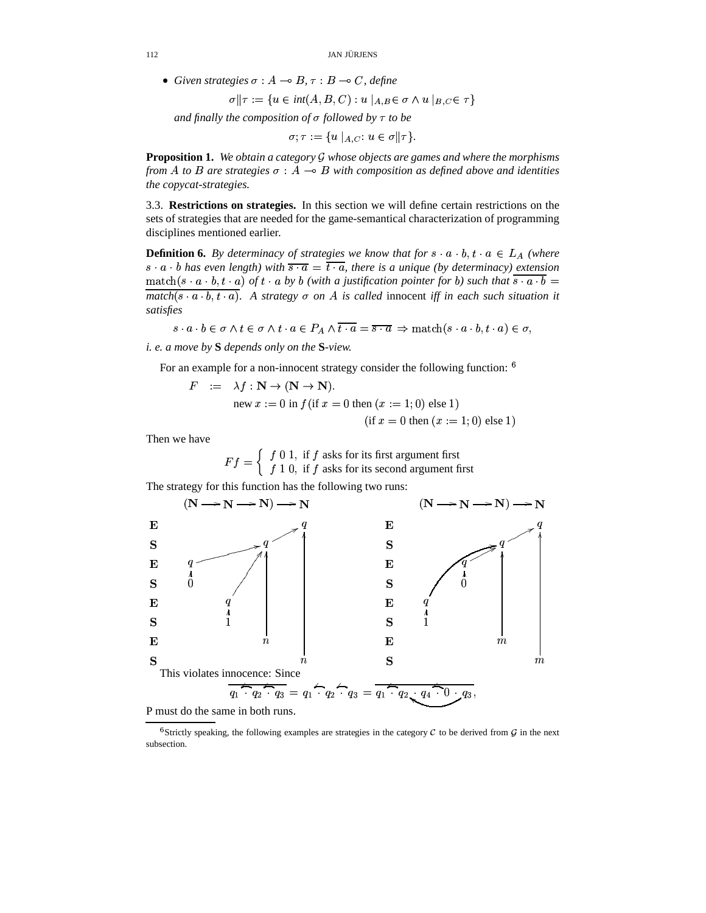- *Given strategies $\sigma : A \multimap B$, $\tau : B \multimap C$, define*

$$\sigma \| \tau := \{u \in \mathit{int}(A,B,C) : u\,|_{A,B} \in \sigma \wedge u\,|_{B,C} \in \tau\}$$

*and finally the composition of $\sigma$ followed by $\tau$ to be*

$$\sigma;\tau := \{u\,|_{A,C} : u \in \sigma \| \tau\}.$$

**Proposition 1.** *We obtain a category $\mathcal{G}$ whose objects are games and where the morphisms from $A$ to $B$ are strategies $\sigma : A \multimap B$ with composition as defined above and identities the copycat-strategies.*

3.3. **Restrictions on strategies.** In this section we will define certain restrictions on the sets of strategies that are needed for the game-semantical characterization of programming disciplines mentioned earlier.

**Definition 6.** *By determinacy of strategies we know that for $s \cdot a \cdot b, t \cdot a \in L_A$ (where $s \cdot a \cdot b$ has even length) with $\overline{s \cdot a} = \overline{t \cdot a}$, there is a unique (by determinacy) extension $\mathrm{match}(s \cdot a \cdot b, t \cdot a)$ of $t \cdot a$ by $b$ (with a justification pointer for $b$) such that $\overline{s \cdot a \cdot b} = \overline{\mathrm{match}(s \cdot a \cdot b, t \cdot a)}$. A strategy $\sigma$ on $A$ is called* innocent *iff in each such situation it satisfies*

$$s \cdot a \cdot b \in \sigma \wedge t \in \sigma \wedge t \cdot a \in P_A \wedge \overline{t \cdot a} = \overline{s \cdot a} \Rightarrow \mathrm{match}(s \cdot a \cdot b, t \cdot a) \in \sigma,$$

*i. e. a move by **S** depends only on the **S**-view.*

For an example for a non-innocent strategy consider the following function: [6]

$$\begin{aligned} F \;:=\; & \lambda f : \mathbf{N} \to (\mathbf{N} \to \mathbf{N}). \\ & \text{new } x := 0 \text{ in } f\,(\text{if } x = 0 \text{ then } (x := 1; 0) \text{ else } 1) \\ & \qquad\qquad\qquad\qquad (\text{if } x = 0 \text{ then } (x := 1; 0) \text{ else } 1) \end{aligned}$$

Then we have

$$Ff = \begin{cases} f\;0\;1, & \text{if } f \text{ asks for its first argument first} \\ f\;1\;0, & \text{if } f \text{ asks for its second argument first} \end{cases}$$

The strategy for this function has the following two runs:

| | $(\mathbf{N} \to \mathbf{N} \to \mathbf{N}) \to \mathbf{N}$ | | | | | $(\mathbf{N} \to \mathbf{N} \to \mathbf{N}) \to \mathbf{N}$ | | | |
|---|---|---|---|---|---|---|---|---|---|
| **E** | | | | $q$ | **E** | | | | $q$ |
| **S** | | | $q$ | | **S** | | | $q$ | |
| **E** | $q$ | | | | **E** | | $q$ | | |
| **S** | $0$ | | | | **S** | | $0$ | | |
| **E** | | $q$ | | | **E** | $q$ | | | |
| **S** | | $1$ | | | **S** | $1$ | | | |
| **E** | | | $n$ | | **E** | | | $m$ | |
| **S** | | | | $n$ | **S** | | | | $m$ |

This violates innocence: Since

$$\overline{q_1 \cdot \overset{\frown}{q_2} \cdot \overset{\frown}{q_3}} = q_1 \cdot \overset{\frown}{q_2} \cdot \overset{\frown}{q_3} = \overline{q_1 \cdot \overset{\frown}{q_2} \cdot q_4 \cdot \overset{\frown}{0} \cdot q_3},$$

P must do the same in both runs.

---

[6] Strictly speaking, the following examples are strategies in the category $\mathcal{C}$ to be derived from $\mathcal{G}$ in the next subsection.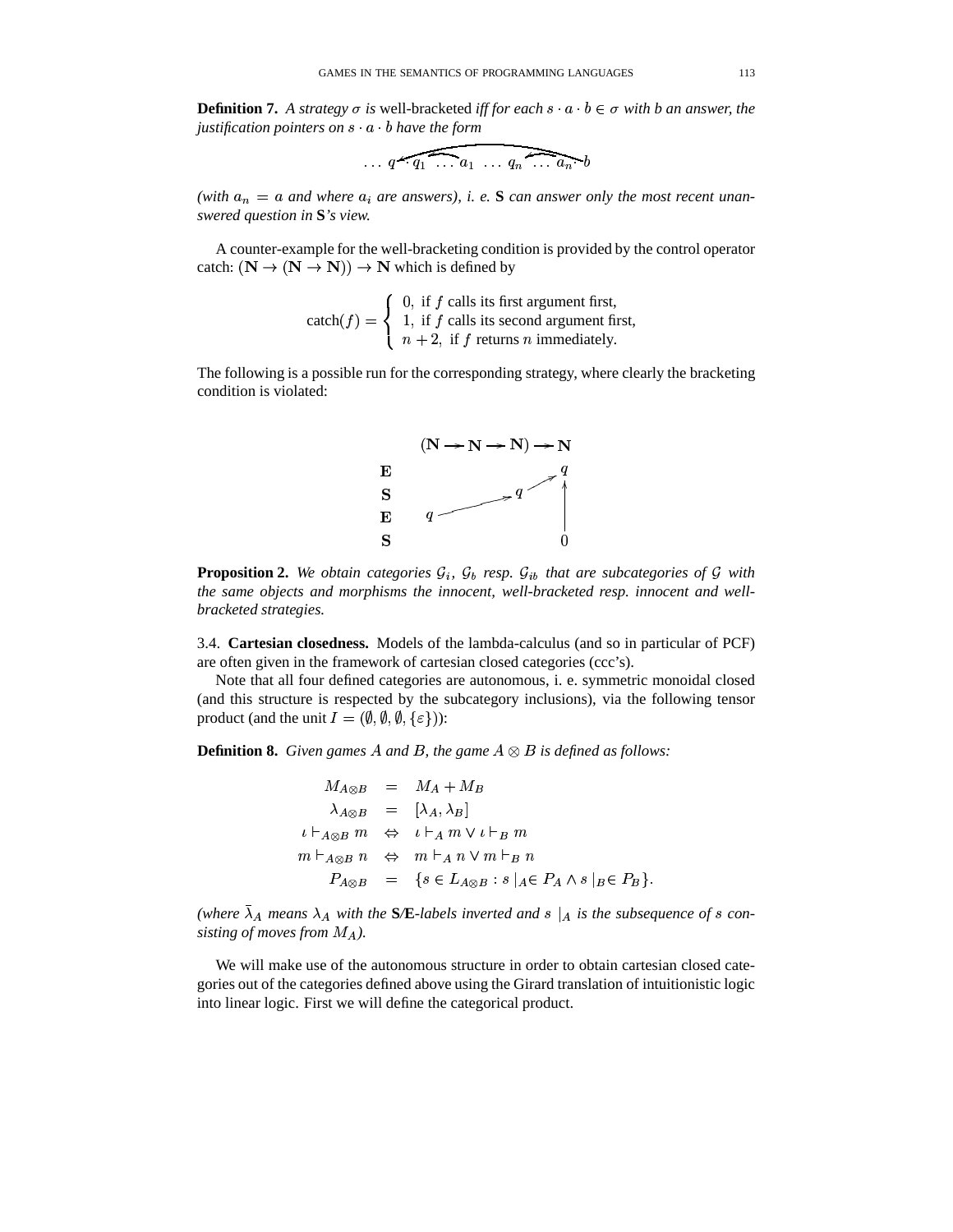**Definition 7.** *A strategy $\sigma$ is* well-bracketed *iff for each $s \cdot a \cdot b \in \sigma$ with $b$ an answer, the justification pointers on $s \cdot a \cdot b$ have the form*

$$\ldots\ q \cdot q_1\ \ldots\ a_1\ \ \ldots\ q_n\ \ldots\ a_n \cdot b$$

*(with $a_n = a$ and where $a_i$ are answers), i. e.* **S** *can answer only the most recent unanswered question in* **S***'s view.*

A counter-example for the well-bracketing condition is provided by the control operator catch: $(\mathbf{N} \to (\mathbf{N} \to \mathbf{N})) \to \mathbf{N}$ which is defined by

$$\text{catch}(f) = \begin{cases} 0, & \text{if } f \text{ calls its first argument first,} \\ 1, & \text{if } f \text{ calls its second argument first,} \\ n+2, & \text{if } f \text{ returns } n \text{ immediately.} \end{cases}$$

The following is a possible run for the corresponding strategy, where clearly the bracketing condition is violated:

$$(\mathbf{N} \to \mathbf{N} \to \mathbf{N}) \to \mathbf{N}$$

| | $\mathbf{N}$ | $\mathbf{N}$ | $\mathbf{N}$ | $\mathbf{N}$ |
|---|---|---|---|---|
| **E** | | | | $q$ |
| **S** | | | $q$ | |
| **E** | $q$ | | | |
| **S** | | | | $0$ |

**Proposition 2.** *We obtain categories $\mathcal{G}_i$, $\mathcal{G}_b$ resp. $\mathcal{G}_{ib}$ that are subcategories of $\mathcal{G}$ with the same objects and morphisms the innocent, well-bracketed resp. innocent and well-bracketed strategies.*

3.4. **Cartesian closedness.** Models of the lambda-calculus (and so in particular of PCF) are often given in the framework of cartesian closed categories (ccc's).

Note that all four defined categories are autonomous, i. e. symmetric monoidal closed (and this structure is respected by the subcategory inclusions), via the following tensor product (and the unit $I = (\emptyset, \emptyset, \emptyset, \{\varepsilon\})$):

**Definition 8.** *Given games $A$ and $B$, the game $A \otimes B$ is defined as follows:*

$$\begin{aligned}
M_{A\otimes B} &= M_A + M_B \\
\lambda_{A\otimes B} &= [\lambda_A, \lambda_B] \\
\iota \vdash_{A\otimes B} m &\Leftrightarrow \iota \vdash_A m \vee \iota \vdash_B m \\
m \vdash_{A\otimes B} n &\Leftrightarrow m \vdash_A n \vee m \vdash_B n \\
P_{A\otimes B} &= \{s \in L_{A\otimes B} : s\,|_A \in P_A \wedge s\,|_B \in P_B\}.
\end{aligned}$$

*(where $\bar{\lambda}_A$ means $\lambda_A$ with the* **S/E***-labels inverted and $s\ |_A$ is the subsequence of $s$ consisting of moves from $M_A$).*

We will make use of the autonomous structure in order to obtain cartesian closed categories out of the categories defined above using the Girard translation of intuitionistic logic into linear logic. First we will define the categorical product.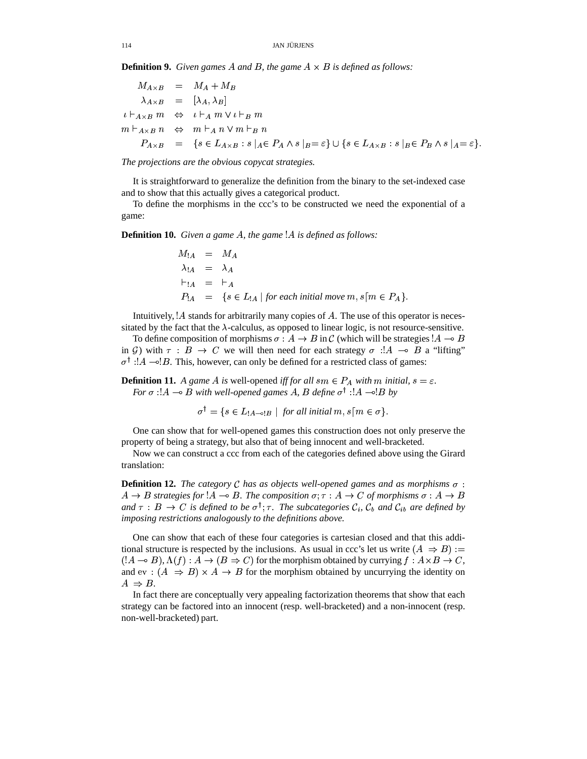**Definition 9.** *Given games $A$ and $B$, the game $A \times B$ is defined as follows:*

$$
\begin{aligned}
M_{A\times B} &= M_A + M_B \\
\lambda_{A\times B} &= [\lambda_A, \lambda_B] \\
\iota \vdash_{A\times B} m &\Leftrightarrow \iota \vdash_A m \vee \iota \vdash_B m \\
m \vdash_{A\times B} n &\Leftrightarrow m \vdash_A n \vee m \vdash_B n \\
P_{A\times B} &= \{s \in L_{A\times B} : s\,|_A \in P_A \wedge s\,|_B = \varepsilon\} \cup \{s \in L_{A\times B} : s\,|_B \in P_B \wedge s\,|_A = \varepsilon\}.
\end{aligned}
$$

*The projections are the obvious copycat strategies.*

It is straightforward to generalize the definition from the binary to the set-indexed case and to show that this actually gives a categorical product.

To define the morphisms in the ccc's to be constructed we need the exponential of a game:

**Definition 10.** *Given a game $A$, the game $!A$ is defined as follows:*

$$
\begin{aligned}
M_{!A} &= M_A \\
\lambda_{!A} &= \lambda_A \\
\vdash_{!A} &= \vdash_A \\
P_{!A} &= \{s \in L_{!A} \mid \textit{for each initial move } m, s\lceil m \in P_A\}.
\end{aligned}
$$

Intuitively, $!A$ stands for arbitrarily many copies of $A$. The use of this operator is necessitated by the fact that the $\lambda$-calculus, as opposed to linear logic, is not resource-sensitive.

To define composition of morphisms $\sigma : A \to B$ in $\mathcal{C}$ (which will be strategies $!A \multimap B$ in $\mathcal{G}$) with $\tau : B \to C$ we will then need for each strategy $\sigma : !A \multimap B$ a "lifting" $\sigma^\dagger : !A \multimap !B$. This, however, can only be defined for a restricted class of games:

**Definition 11.** *A game $A$ is* well-opened *iff for all $sm \in P_A$ with $m$ initial, $s = \varepsilon$.*
*For $\sigma : !A \multimap B$ with well-opened games $A$, $B$ define $\sigma^\dagger : !A \multimap !B$ by*

$$\sigma^\dagger = \{s \in L_{!A \multimap !B} \mid \textit{ for all initial } m, s\lceil m \in \sigma\}.$$

One can show that for well-opened games this construction does not only preserve the property of being a strategy, but also that of being innocent and well-bracketed.

Now we can construct a ccc from each of the categories defined above using the Girard translation:

**Definition 12.** *The category $\mathcal{C}$ has as objects well-opened games and as morphisms $\sigma : A \to B$ strategies for $!A \multimap B$. The composition $\sigma;\tau : A \to C$ of morphisms $\sigma : A \to B$ and $\tau : B \to C$ is defined to be $\sigma^\dagger;\tau$. The subcategories $\mathcal{C}_i$, $\mathcal{C}_b$ and $\mathcal{C}_{ib}$ are defined by imposing restrictions analogously to the definitions above.*

One can show that each of these four categories is cartesian closed and that this additional structure is respected by the inclusions. As usual in ccc's let us write $(A \Rightarrow B) := (!A \multimap B), \Lambda(f) : A \to (B \Rightarrow C)$ for the morphism obtained by currying $f : A \times B \to C$, and $\mathrm{ev} : (A \Rightarrow B) \times A \to B$ for the morphism obtained by uncurrying the identity on $A \Rightarrow B$.

In fact there are conceptually very appealing factorization theorems that show that each strategy can be factored into an innocent (resp. well-bracketed) and a non-innocent (resp. non-well-bracketed) part.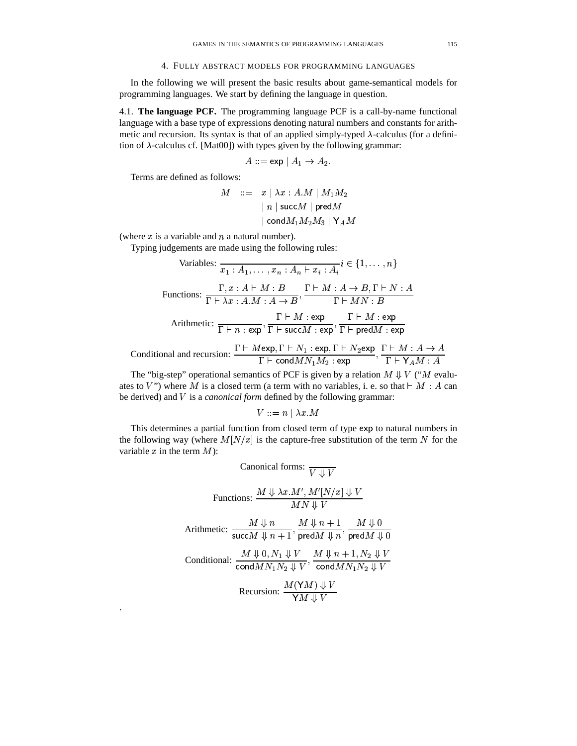## 4. Fully abstract models for programming languages

In the following we will present the basic results about game-semantical models for programming languages. We start by defining the language in question.

4.1. **The language PCF.** The programming language PCF is a call-by-name functional language with a base type of expressions denoting natural numbers and constants for arithmetic and recursion. Its syntax is that of an applied simply-typed $\lambda$-calculus (for a definition of $\lambda$-calculus cf. [Mat00]) with types given by the following grammar:

$$A ::= \mathsf{exp} \mid A_1 \to A_2.$$

Terms are defined as follows:

$$\begin{aligned} M \quad ::= \quad & x \mid \lambda x : A.M \mid M_1 M_2 \\ & \mid n \mid \mathsf{succ} M \mid \mathsf{pred} M \\ & \mid \mathsf{cond} M_1 M_2 M_3 \mid \mathsf{Y}_A M \end{aligned}$$

(where $x$ is a variable and $n$ a natural number).

Typing judgements are made using the following rules:

$$\text{Variables: } \frac{}{x_1 : A_1, \ldots, x_n : A_n \vdash x_i : A_i} i \in \{1, \ldots, n\}$$

$$\text{Functions: } \frac{\Gamma, x : A \vdash M : B}{\Gamma \vdash \lambda x : A.M : A \to B}, \frac{\Gamma \vdash M : A \to B, \Gamma \vdash N : A}{\Gamma \vdash MN : B}$$

$$\text{Arithmetic: } \frac{}{\Gamma \vdash n : \mathsf{exp}}, \frac{\Gamma \vdash M : \mathsf{exp}}{\Gamma \vdash \mathsf{succ} M : \mathsf{exp}}, \frac{\Gamma \vdash M : \mathsf{exp}}{\Gamma \vdash \mathsf{pred} M : \mathsf{exp}}$$

$$\text{Conditional and recursion: } \frac{\Gamma \vdash M \mathsf{exp}, \Gamma \vdash N_1 : \mathsf{exp}, \Gamma \vdash N_2 \mathsf{exp}}{\Gamma \vdash \mathsf{cond} M N_1 M_2 : \mathsf{exp}}, \frac{\Gamma \vdash M : A \to A}{\Gamma \vdash \mathsf{Y}_A M : A}$$

The "big-step" operational semantics of PCF is given by a relation $M \Downarrow V$ ("$M$ evaluates to $V$") where $M$ is a closed term (a term with no variables, i. e. so that $\vdash M : A$ can be derived) and $V$ is a *canonical form* defined by the following grammar:

$$V ::= n \mid \lambda x.M$$

This determines a partial function from closed term of type $\mathsf{exp}$ to natural numbers in the following way (where $M[N/x]$ is the capture-free substitution of the term $N$ for the variable $x$ in the term $M$):

$$\text{Canonical forms: } \frac{}{V \Downarrow V}$$

$$\text{Functions: } \frac{M \Downarrow \lambda x.M', M'[N/x] \Downarrow V}{MN \Downarrow V}$$

$$\text{Arithmetic: } \frac{M \Downarrow n}{\mathsf{succ} M \Downarrow n+1}, \frac{M \Downarrow n+1}{\mathsf{pred} M \Downarrow n}, \frac{M \Downarrow 0}{\mathsf{pred} M \Downarrow 0}$$

$$\text{Conditional: } \frac{M \Downarrow 0, N_1 \Downarrow V}{\mathsf{cond} M N_1 N_2 \Downarrow V}, \frac{M \Downarrow n+1, N_2 \Downarrow V}{\mathsf{cond} M N_1 N_2 \Downarrow V}$$

$$\text{Recursion: } \frac{M(\mathsf{Y} M) \Downarrow V}{\mathsf{Y} M \Downarrow V}$$

.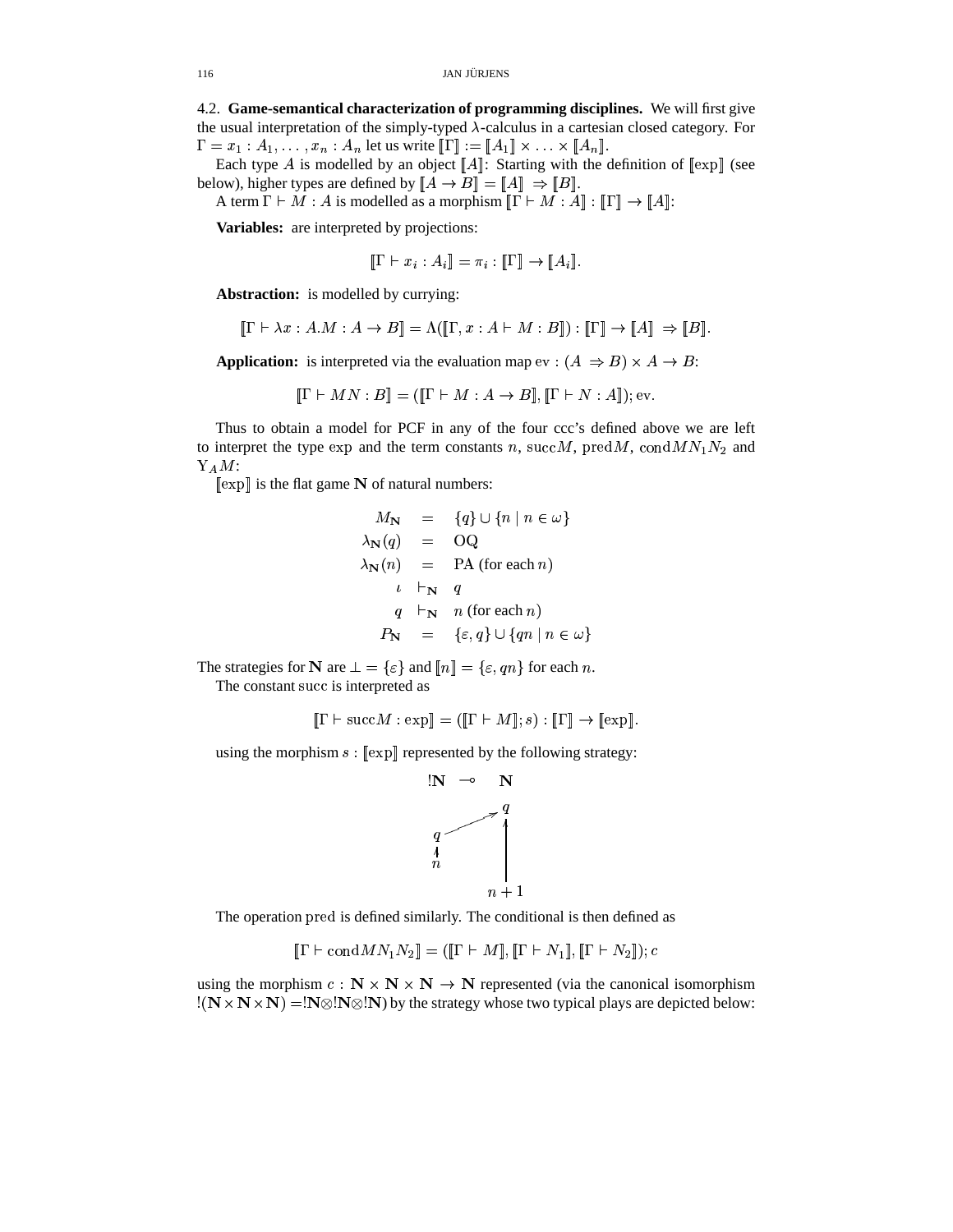4.2. **Game-semantical characterization of programming disciplines.** We will first give the usual interpretation of the simply-typed $\lambda$-calculus in a cartesian closed category. For $\Gamma = x_1 : A_1, \ldots, x_n : A_n$ let us write $[\![\Gamma]\!] := [\![A_1]\!] \times \ldots \times [\![A_n]\!]$.

Each type $A$ is modelled by an object $[\![A]\!]$: Starting with the definition of $[\![\exp]\!]$ (see below), higher types are defined by $[\![A \to B]\!] = [\![A]\!] \Rightarrow [\![B]\!]$.

A term $\Gamma \vdash M : A$ is modelled as a morphism $[\![\Gamma \vdash M : A]\!] : [\![\Gamma]\!] \to [\![A]\!]$:

**Variables:** are interpreted by projections:

$$[\![\Gamma \vdash x_i : A_i]\!] = \pi_i : [\![\Gamma]\!] \to [\![A_i]\!].$$

**Abstraction:** is modelled by currying:

$$[\![\Gamma \vdash \lambda x : A.M : A \to B]\!] = \Lambda([\![\Gamma, x : A \vdash M : B]\!]) : [\![\Gamma]\!] \to [\![A]\!] \Rightarrow [\![B]\!].$$

**Application:** is interpreted via the evaluation map $\mathrm{ev} : (A \Rightarrow B) \times A \to B$:

$$[\![\Gamma \vdash MN : B]\!] = ([\![\Gamma \vdash M : A \to B]\!], [\![\Gamma \vdash N : A]\!]); \mathrm{ev}.$$

Thus to obtain a model for PCF in any of the four ccc's defined above we are left to interpret the type $\exp$ and the term constants $n$, $\mathrm{succ}M$, $\mathrm{pred}M$, $\mathrm{cond}MN_1N_2$ and $\mathrm{Y}_A M$:

$[\![\exp]\!]$ is the flat game $\mathbf{N}$ of natural numbers:

$$\begin{array}{rcl} M_{\mathbf{N}} & = & \{q\} \cup \{n \mid n \in \omega\} \\ \lambda_{\mathbf{N}}(q) & = & \mathrm{OQ} \\ \lambda_{\mathbf{N}}(n) & = & \mathrm{PA} \text{ (for each } n) \\ \iota & \vdash_{\mathbf{N}} & q \\ q & \vdash_{\mathbf{N}} & n \text{ (for each } n) \\ P_{\mathbf{N}} & = & \{\varepsilon, q\} \cup \{qn \mid n \in \omega\} \end{array}$$

The strategies for $\mathbf{N}$ are $\bot = \{\varepsilon\}$ and $[\![n]\!] = \{\varepsilon, qn\}$ for each $n$.

The constant $\mathrm{succ}$ is interpreted as

$$[\![\Gamma \vdash \mathrm{succ}M : \exp]\!] = ([\![\Gamma \vdash M]\!]; s) : [\![\Gamma]\!] \to [\![\exp]\!].$$

using the morphism $s : [\![\exp]\!]$ represented by the following strategy:

$$\begin{array}{ccc} !\mathbf{N} & \multimap & \mathbf{N} \\ & & q \\ q & & \\ n & & \\ & & n+1 \end{array}$$

The operation $\mathrm{pred}$ is defined similarly. The conditional is then defined as

$$[\![\Gamma \vdash \mathrm{cond}MN_1N_2]\!] = ([\![\Gamma \vdash M]\!], [\![\Gamma \vdash N_1]\!], [\![\Gamma \vdash N_2]\!]); c$$

using the morphism $c : \mathbf{N} \times \mathbf{N} \times \mathbf{N} \to \mathbf{N}$ represented (via the canonical isomorphism $!(\mathbf{N} \times \mathbf{N} \times \mathbf{N}) = !\mathbf{N} \otimes !\mathbf{N} \otimes !\mathbf{N}$) by the strategy whose two typical plays are depicted below: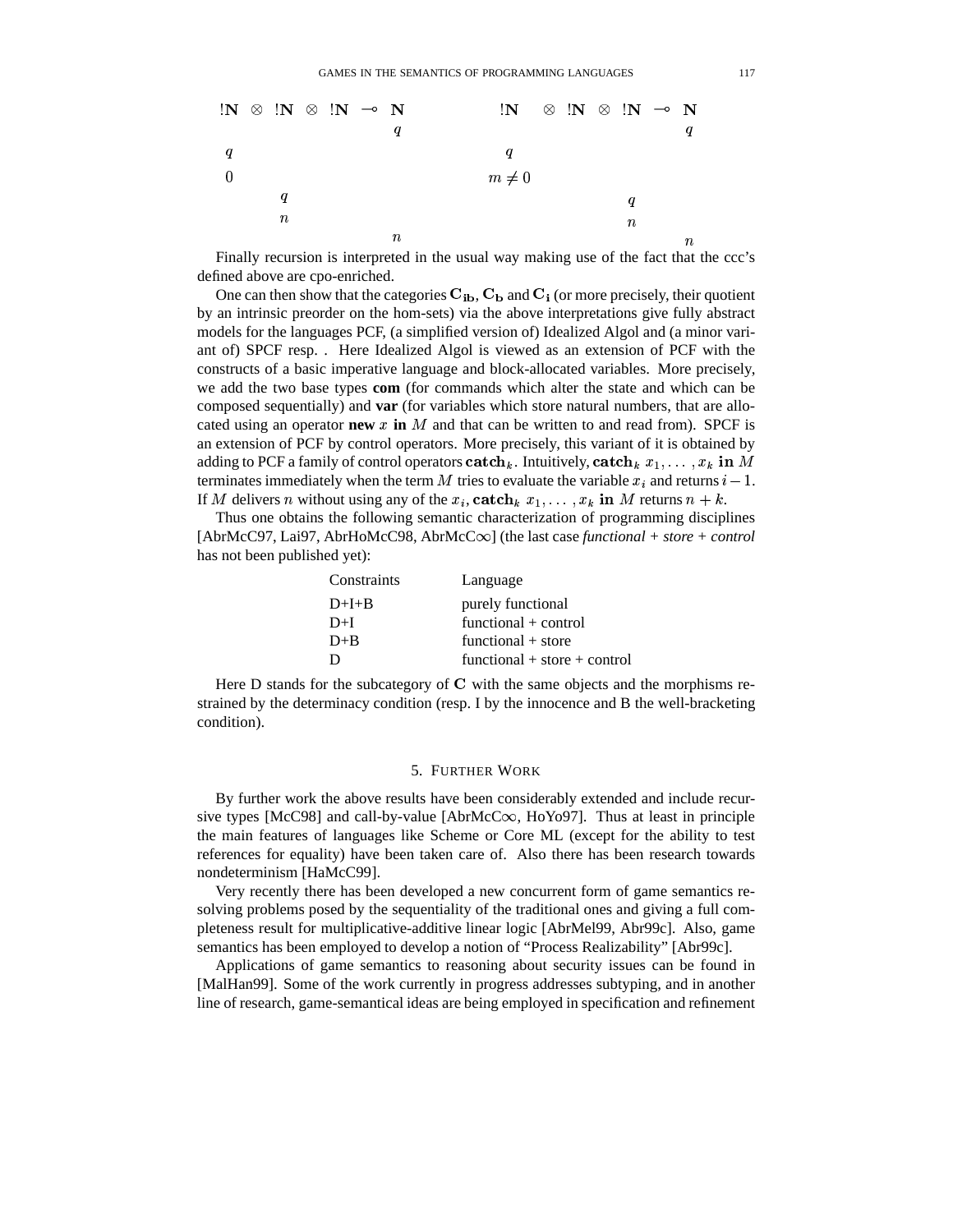$$
\begin{array}{cccccccc}
!\mathbf{N} & \otimes & !\mathbf{N} & \otimes & !\mathbf{N} & \multimap & \mathbf{N} \\
 & & & & & & q \\
q & & & & & & \\
0 & & & & & & \\
 & & q & & & & \\
 & & n & & & & \\
 & & & & & & n
\end{array}
\qquad
\begin{array}{cccccccc}
!\mathbf{N} & \otimes & !\mathbf{N} & \otimes & !\mathbf{N} & \multimap & \mathbf{N} \\
 & & & & & & q \\
q & & & & & & \\
m \neq 0 & & & & & & \\
 & & & & q & & \\
 & & & & n & & \\
 & & & & & & n
\end{array}
$$

Finally recursion is interpreted in the usual way making use of the fact that the ccc's defined above are cpo-enriched.

One can then show that the categories $\mathbf{C_{ib}}$, $\mathbf{C_b}$ and $\mathbf{C_i}$ (or more precisely, their quotient by an intrinsic preorder on the hom-sets) via the above interpretations give fully abstract models for the languages PCF, (a simplified version of) Idealized Algol and (a minor variant of) SPCF resp. . Here Idealized Algol is viewed as an extension of PCF with the constructs of a basic imperative language and block-allocated variables. More precisely, we add the two base types **com** (for commands which alter the state and which can be composed sequentially) and **var** (for variables which store natural numbers, that are allocated using an operator **new** $x$ **in** $M$ and that can be written to and read from). SPCF is an extension of PCF by control operators. More precisely, this variant of it is obtained by adding to PCF a family of control operators $\mathbf{catch}_k$. Intuitively, $\mathbf{catch}_k\ x_1,\dots,x_k\ \mathbf{in}\ M$ terminates immediately when the term $M$ tries to evaluate the variable $x_i$ and returns $i-1$. If $M$ delivers $n$ without using any of the $x_i$, $\mathbf{catch}_k\ x_1,\dots,x_k\ \mathbf{in}\ M$ returns $n+k$.

Thus one obtains the following semantic characterization of programming disciplines [AbrMcC97, Lai97, AbrHoMcC98, AbrMcC$\infty$] (the last case *functional + store + control* has not been published yet):

| Constraints | Language |
|---|---|
| D+I+B | purely functional |
| D+I | functional + control |
| D+B | functional + store |
| D | functional + store + control |

Here D stands for the subcategory of $\mathbf{C}$ with the same objects and the morphisms restrained by the determinacy condition (resp. I by the innocence and B the well-bracketing condition).

## 5. Further Work

By further work the above results have been considerably extended and include recursive types [McC98] and call-by-value [AbrMcC$\infty$, HoYo97]. Thus at least in principle the main features of languages like Scheme or Core ML (except for the ability to test references for equality) have been taken care of. Also there has been research towards nondeterminism [HaMcC99].

Very recently there has been developed a new concurrent form of game semantics resolving problems posed by the sequentiality of the traditional ones and giving a full completeness result for multiplicative-additive linear logic [AbrMel99, Abr99c]. Also, game semantics has been employed to develop a notion of "Process Realizability" [Abr99c].

Applications of game semantics to reasoning about security issues can be found in [MalHan99]. Some of the work currently in progress addresses subtyping, and in another line of research, game-semantical ideas are being employed in specification and refinement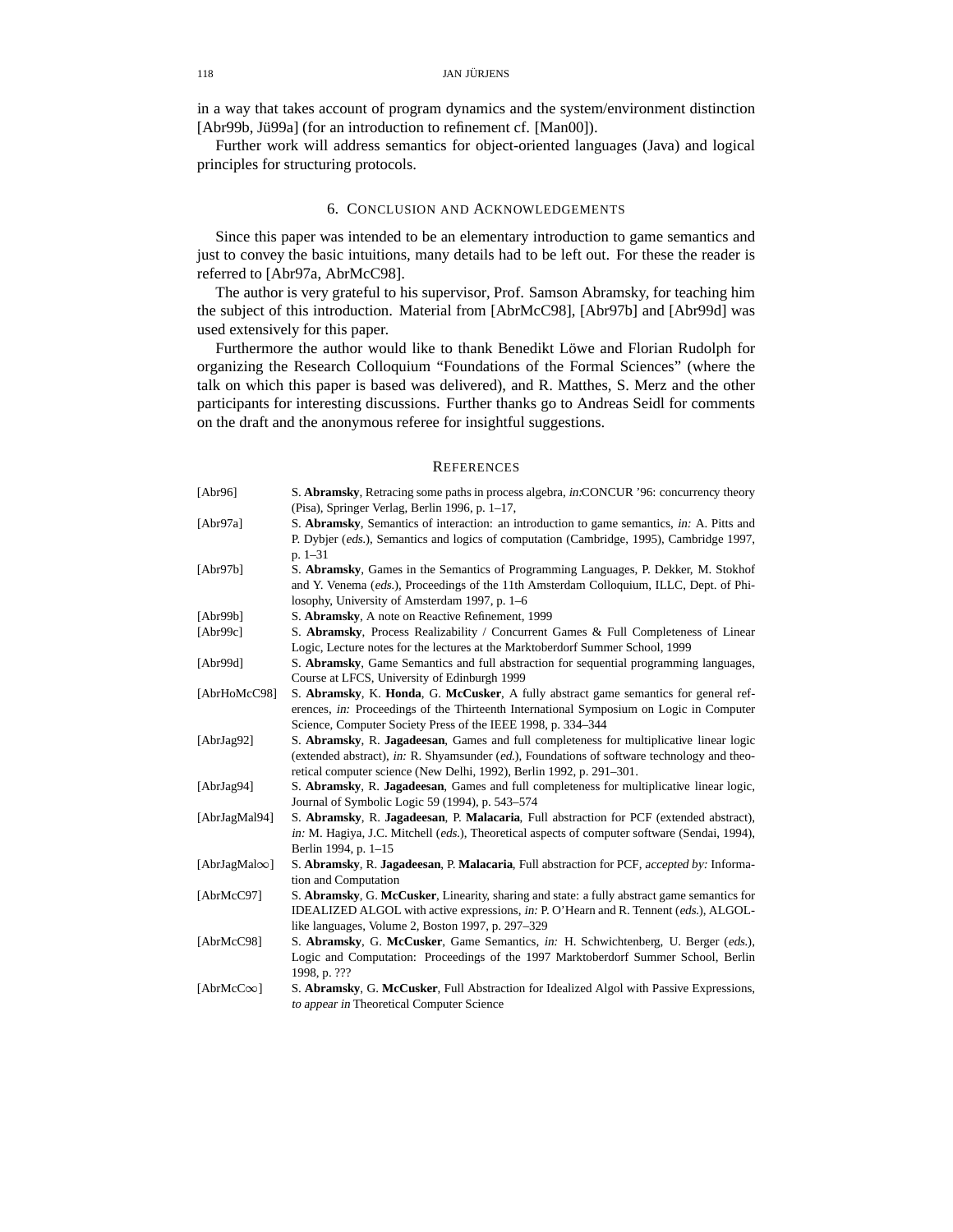in a way that takes account of program dynamics and the system/environment distinction [Abr99b, Jü99a] (for an introduction to refinement cf. [Man00]).

Further work will address semantics for object-oriented languages (Java) and logical principles for structuring protocols.

## 6. Conclusion and Acknowledgements

Since this paper was intended to be an elementary introduction to game semantics and just to convey the basic intuitions, many details had to be left out. For these the reader is referred to [Abr97a, AbrMcC98].

The author is very grateful to his supervisor, Prof. Samson Abramsky, for teaching him the subject of this introduction. Material from [AbrMcC98], [Abr97b] and [Abr99d] was used extensively for this paper.

Furthermore the author would like to thank Benedikt Löwe and Florian Rudolph for organizing the Research Colloquium "Foundations of the Formal Sciences" (where the talk on which this paper is based was delivered), and R. Matthes, S. Merz and the other participants for interesting discussions. Further thanks go to Andreas Seidl for comments on the draft and the anonymous referee for insightful suggestions.

## References

[Abr96] S. **Abramsky**, Retracing some paths in process algebra, *in:*CONCUR '96: concurrency theory (Pisa), Springer Verlag, Berlin 1996, p. 1–17,

[Abr97a] S. **Abramsky**, Semantics of interaction: an introduction to game semantics, *in:* A. Pitts and P. Dybjer (*eds.*), Semantics and logics of computation (Cambridge, 1995), Cambridge 1997, p. 1–31

[Abr97b] S. **Abramsky**, Games in the Semantics of Programming Languages, P. Dekker, M. Stokhof and Y. Venema (*eds.*), Proceedings of the 11th Amsterdam Colloquium, ILLC, Dept. of Philosophy, University of Amsterdam 1997, p. 1–6

[Abr99b] S. **Abramsky**, A note on Reactive Refinement, 1999

[Abr99c] S. **Abramsky**, Process Realizability / Concurrent Games & Full Completeness of Linear Logic, Lecture notes for the lectures at the Marktoberdorf Summer School, 1999

[Abr99d] S. **Abramsky**, Game Semantics and full abstraction for sequential programming languages, Course at LFCS, University of Edinburgh 1999

[AbrHoMcC98] S. **Abramsky**, K. **Honda**, G. **McCusker**, A fully abstract game semantics for general references, *in:* Proceedings of the Thirteenth International Symposium on Logic in Computer Science, Computer Society Press of the IEEE 1998, p. 334–344

[AbrJag92] S. **Abramsky**, R. **Jagadeesan**, Games and full completeness for multiplicative linear logic (extended abstract), *in:* R. Shyamsunder (*ed.*), Foundations of software technology and theoretical computer science (New Delhi, 1992), Berlin 1992, p. 291–301.

[AbrJag94] S. **Abramsky**, R. **Jagadeesan**, Games and full completeness for multiplicative linear logic, Journal of Symbolic Logic 59 (1994), p. 543–574

[AbrJagMal94] S. **Abramsky**, R. **Jagadeesan**, P. **Malacaria**, Full abstraction for PCF (extended abstract), *in:* M. Hagiya, J.C. Mitchell (*eds.*), Theoretical aspects of computer software (Sendai, 1994), Berlin 1994, p. 1–15

[AbrJagMal$\infty$] S. **Abramsky**, R. **Jagadeesan**, P. **Malacaria**, Full abstraction for PCF, *accepted by:* Information and Computation

[AbrMcC97] S. **Abramsky**, G. **McCusker**, Linearity, sharing and state: a fully abstract game semantics for IDEALIZED ALGOL with active expressions, *in:* P. O'Hearn and R. Tennent (*eds.*), ALGOL-like languages, Volume 2, Boston 1997, p. 297–329

[AbrMcC98] S. **Abramsky**, G. **McCusker**, Game Semantics, *in:* H. Schwichtenberg, U. Berger (*eds.*), Logic and Computation: Proceedings of the 1997 Marktoberdorf Summer School, Berlin 1998, p. ???

[AbrMcC$\infty$] S. **Abramsky**, G. **McCusker**, Full Abstraction for Idealized Algol with Passive Expressions, *to appear in* Theoretical Computer Science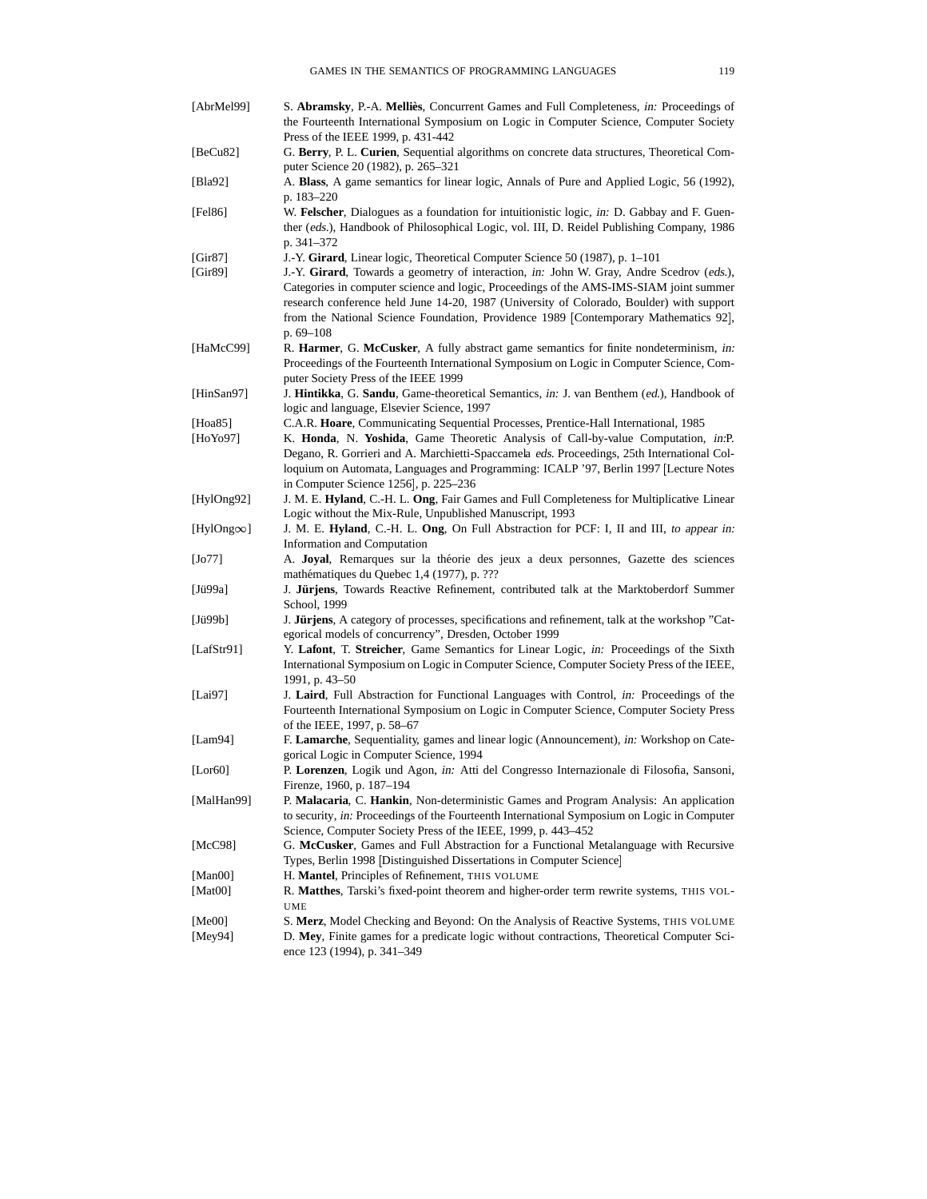[AbrMel99] S. **Abramsky**, P.-A. **Melliès**, Concurrent Games and Full Completeness, *in:* Proceedings of the Fourteenth International Symposium on Logic in Computer Science, Computer Society Press of the IEEE 1999, p. 431-442

[BeCu82] G. **Berry**, P. L. **Curien**, Sequential algorithms on concrete data structures, Theoretical Computer Science 20 (1982), p. 265–321

[Bla92] A. **Blass**, A game semantics for linear logic, Annals of Pure and Applied Logic, 56 (1992), p. 183–220

[Fel86] W. **Felscher**, Dialogues as a foundation for intuitionistic logic, *in:* D. Gabbay and F. Guenther (*eds.*), Handbook of Philosophical Logic, vol. III, D. Reidel Publishing Company, 1986 p. 341–372

[Gir87] J.-Y. **Girard**, Linear logic, Theoretical Computer Science 50 (1987), p. 1–101

[Gir89] J.-Y. **Girard**, Towards a geometry of interaction, *in:* John W. Gray, Andre Scedrov (*eds.*), Categories in computer science and logic, Proceedings of the AMS-IMS-SIAM joint summer research conference held June 14-20, 1987 (University of Colorado, Boulder) with support from the National Science Foundation, Providence 1989 [Contemporary Mathematics 92], p. 69–108

[HaMcC99] R. **Harmer**, G. **McCusker**, A fully abstract game semantics for finite nondeterminism, *in:* Proceedings of the Fourteenth International Symposium on Logic in Computer Science, Computer Society Press of the IEEE 1999

[HinSan97] J. **Hintikka**, G. **Sandu**, Game-theoretical Semantics, *in:* J. van Benthem (*ed.*), Handbook of logic and language, Elsevier Science, 1997

[Hoa85] C.A.R. **Hoare**, Communicating Sequential Processes, Prentice-Hall International, 1985

[HoYo97] K. **Honda**, N. **Yoshida**, Game Theoretic Analysis of Call-by-value Computation, *in:*P. Degano, R. Gorrieri and A. Marchietti-Spaccamela *eds.* Proceedings, 25th International Colloquium on Automata, Languages and Programming: ICALP '97, Berlin 1997 [Lecture Notes in Computer Science 1256], p. 225–236

[HylOng92] J. M. E. **Hyland**, C.-H. L. **Ong**, Fair Games and Full Completeness for Multiplicative Linear Logic without the Mix-Rule, Unpublished Manuscript, 1993

[HylOng∞] J. M. E. **Hyland**, C.-H. L. **Ong**, On Full Abstraction for PCF: I, II and III, *to appear in:* Information and Computation

[Jo77] A. **Joyal**, Remarques sur la théorie des jeux a deux personnes, Gazette des sciences mathématiques du Quebec 1,4 (1977), p. ???

[Jü99a] J. **Jürjens**, Towards Reactive Refinement, contributed talk at the Marktoberdorf Summer School, 1999

[Jü99b] J. **Jürjens**, A category of processes, specifications and refinement, talk at the workshop "Categorical models of concurrency", Dresden, October 1999

[LafStr91] Y. **Lafont**, T. **Streicher**, Game Semantics for Linear Logic, *in:* Proceedings of the Sixth International Symposium on Logic in Computer Science, Computer Society Press of the IEEE, 1991, p. 43–50

[Lai97] J. **Laird**, Full Abstraction for Functional Languages with Control, *in:* Proceedings of the Fourteenth International Symposium on Logic in Computer Science, Computer Society Press of the IEEE, 1997, p. 58–67

[Lam94] F. **Lamarche**, Sequentiality, games and linear logic (Announcement), *in:* Workshop on Categorical Logic in Computer Science, 1994

[Lor60] P. **Lorenzen**, Logik und Agon, *in:* Atti del Congresso Internazionale di Filosofia, Sansoni, Firenze, 1960, p. 187–194

[MalHan99] P. **Malacaria**, C. **Hankin**, Non-deterministic Games and Program Analysis: An application to security, *in:* Proceedings of the Fourteenth International Symposium on Logic in Computer Science, Computer Society Press of the IEEE, 1999, p. 443–452

[McC98] G. **McCusker**, Games and Full Abstraction for a Functional Metalanguage with Recursive Types, Berlin 1998 [Distinguished Dissertations in Computer Science]

[Man00] H. **Mantel**, Principles of Refinement, THIS VOLUME

[Mat00] R. **Matthes**, Tarski's fixed-point theorem and higher-order term rewrite systems, THIS VOLUME

[Me00] S. **Merz**, Model Checking and Beyond: On the Analysis of Reactive Systems, THIS VOLUME

[Mey94] D. **Mey**, Finite games for a predicate logic without contractions, Theoretical Computer Science 123 (1994), p. 341–349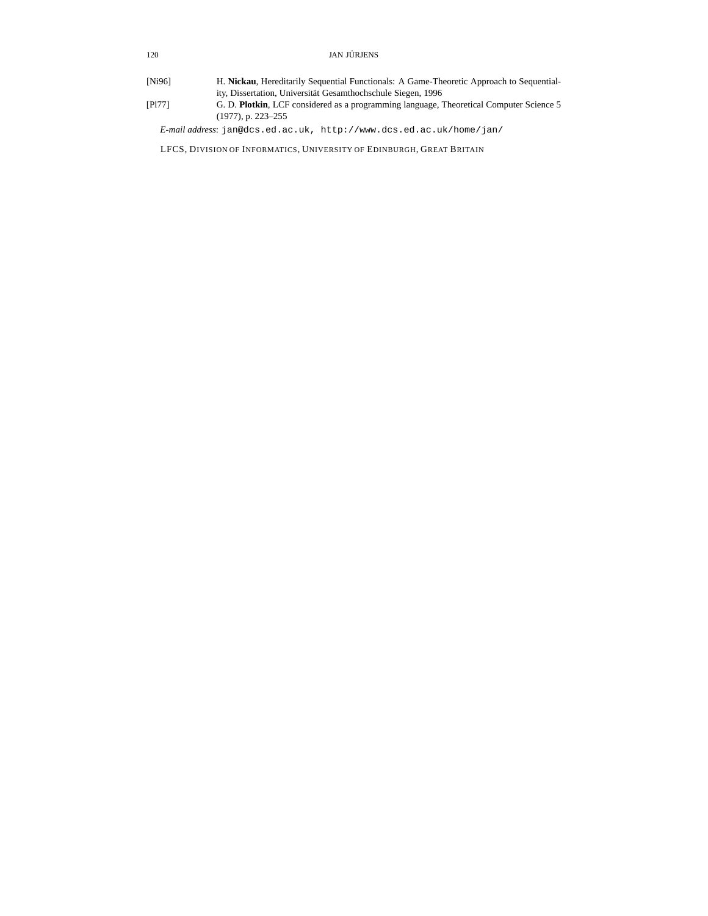[Ni96] H. **Nickau**, Hereditarily Sequential Functionals: A Game-Theoretic Approach to Sequentiality, Dissertation, Universität Gesamthochschule Siegen, 1996

[Pl77] G. D. **Plotkin**, LCF considered as a programming language, Theoretical Computer Science 5 (1977), p. 223–255

*E-mail address*: `jan@dcs.ed.ac.uk, http://www.dcs.ed.ac.uk/home/jan/`

LFCS, Division of Informatics, University of Edinburgh, Great Britain